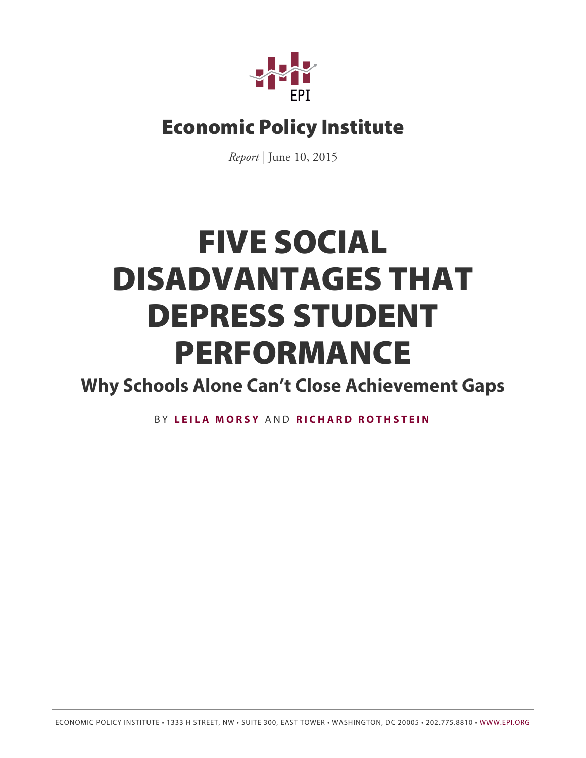EPI

Economic Policy Institute

*Report* | June 10, 2015

# FIVE SOCIAL DISADVANTAGES THAT DEPRESS STUDENT PERFORMANCE

## Why Schools Alone Can't Close Achievement Gaps

BY **LEILA MORSY** AND **RICHARD ROTHSTEIN**

ECONOMIC POLICY INSTITUTE • 1333 H STREET, NW • SUITE 300, EAST TOWER • WASHINGTON, DC 20005 • 202.775.8810 • WWW.EPI.ORG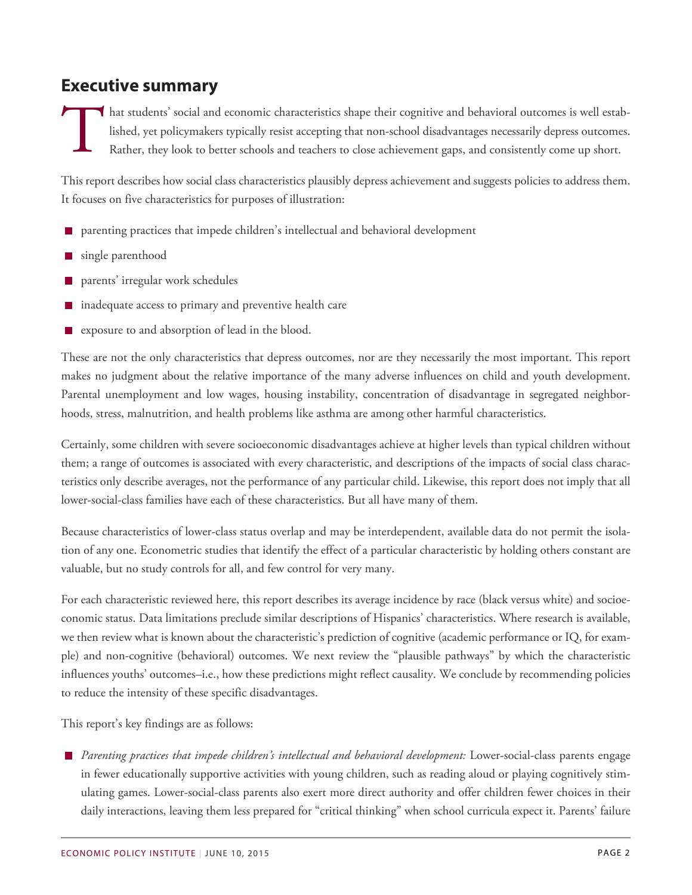## Executive summary

That students' social and economic characteristics shape their cognitive and behavioral outcomes is well established, yet policymakers typically resist accepting that non-school disadvantages necessarily depress outcomes. Rather, they look to better schools and teachers to close achievement gaps, and consistently come up short.

This report describes how social class characteristics plausibly depress achievement and suggests policies to address them. It focuses on five characteristics for purposes of illustration:

- parenting practices that impede children's intellectual and behavioral development
- single parenthood
- parents' irregular work schedules
- inadequate access to primary and preventive health care
- exposure to and absorption of lead in the blood.

These are not the only characteristics that depress outcomes, nor are they necessarily the most important. This report makes no judgment about the relative importance of the many adverse influences on child and youth development. Parental unemployment and low wages, housing instability, concentration of disadvantage in segregated neighborhoods, stress, malnutrition, and health problems like asthma are among other harmful characteristics.

Certainly, some children with severe socioeconomic disadvantages achieve at higher levels than typical children without them; a range of outcomes is associated with every characteristic, and descriptions of the impacts of social class characteristics only describe averages, not the performance of any particular child. Likewise, this report does not imply that all lower-social-class families have each of these characteristics. But all have many of them.

Because characteristics of lower-class status overlap and may be interdependent, available data do not permit the isolation of any one. Econometric studies that identify the effect of a particular characteristic by holding others constant are valuable, but no study controls for all, and few control for very many.

For each characteristic reviewed here, this report describes its average incidence by race (black versus white) and socioeconomic status. Data limitations preclude similar descriptions of Hispanics' characteristics. Where research is available, we then review what is known about the characteristic's prediction of cognitive (academic performance or IQ, for example) and non-cognitive (behavioral) outcomes. We next review the "plausible pathways" by which the characteristic influences youths' outcomes–i.e., how these predictions might reflect causality. We conclude by recommending policies to reduce the intensity of these specific disadvantages.

This report's key findings are as follows:

- *Parenting practices that impede children's intellectual and behavioral development:* Lower-social-class parents engage in fewer educationally supportive activities with young children, such as reading aloud or playing cognitively stimulating games. Lower-social-class parents also exert more direct authority and offer children fewer choices in their daily interactions, leaving them less prepared for "critical thinking" when school curricula expect it. Parents' failure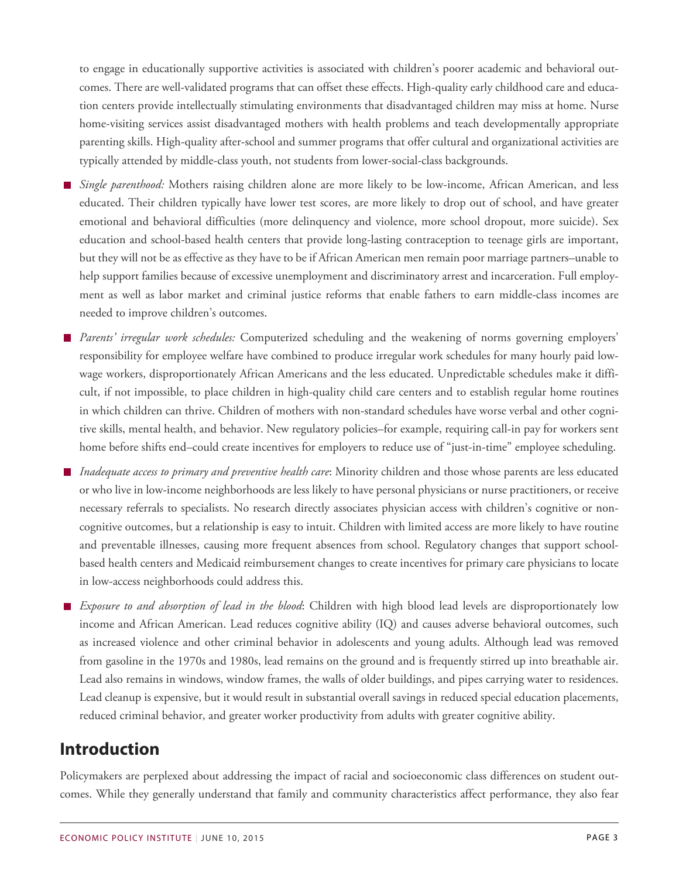to engage in educationally supportive activities is associated with children's poorer academic and behavioral outcomes. There are well-validated programs that can offset these effects. High-quality early childhood care and education centers provide intellectually stimulating environments that disadvantaged children may miss at home. Nurse home-visiting services assist disadvantaged mothers with health problems and teach developmentally appropriate parenting skills. High-quality after-school and summer programs that offer cultural and organizational activities are typically attended by middle-class youth, not students from lower-social-class backgrounds.

- *Single parenthood:* Mothers raising children alone are more likely to be low-income, African American, and less educated. Their children typically have lower test scores, are more likely to drop out of school, and have greater emotional and behavioral difficulties (more delinquency and violence, more school dropout, more suicide). Sex education and school-based health centers that provide long-lasting contraception to teenage girls are important, but they will not be as effective as they have to be if African American men remain poor marriage partners–unable to help support families because of excessive unemployment and discriminatory arrest and incarceration. Full employment as well as labor market and criminal justice reforms that enable fathers to earn middle-class incomes are needed to improve children's outcomes.
- *Parents' irregular work schedules:* Computerized scheduling and the weakening of norms governing employers' responsibility for employee welfare have combined to produce irregular work schedules for many hourly paid low-wage workers, disproportionately African Americans and the less educated. Unpredictable schedules make it difficult, if not impossible, to place children in high-quality child care centers and to establish regular home routines in which children can thrive. Children of mothers with non-standard schedules have worse verbal and other cognitive skills, mental health, and behavior. New regulatory policies–for example, requiring call-in pay for workers sent home before shifts end–could create incentives for employers to reduce use of "just-in-time" employee scheduling.
- *Inadequate access to primary and preventive health care*: Minority children and those whose parents are less educated or who live in low-income neighborhoods are less likely to have personal physicians or nurse practitioners, or receive necessary referrals to specialists. No research directly associates physician access with children's cognitive or noncognitive outcomes, but a relationship is easy to intuit. Children with limited access are more likely to have routine and preventable illnesses, causing more frequent absences from school. Regulatory changes that support school-based health centers and Medicaid reimbursement changes to create incentives for primary care physicians to locate in low-access neighborhoods could address this.
- *Exposure to and absorption of lead in the blood*: Children with high blood lead levels are disproportionately low income and African American. Lead reduces cognitive ability (IQ) and causes adverse behavioral outcomes, such as increased violence and other criminal behavior in adolescents and young adults. Although lead was removed from gasoline in the 1970s and 1980s, lead remains on the ground and is frequently stirred up into breathable air. Lead also remains in windows, window frames, the walls of older buildings, and pipes carrying water to residences. Lead cleanup is expensive, but it would result in substantial overall savings in reduced special education placements, reduced criminal behavior, and greater worker productivity from adults with greater cognitive ability.

## Introduction

Policymakers are perplexed about addressing the impact of racial and socioeconomic class differences on student outcomes. While they generally understand that family and community characteristics affect performance, they also fear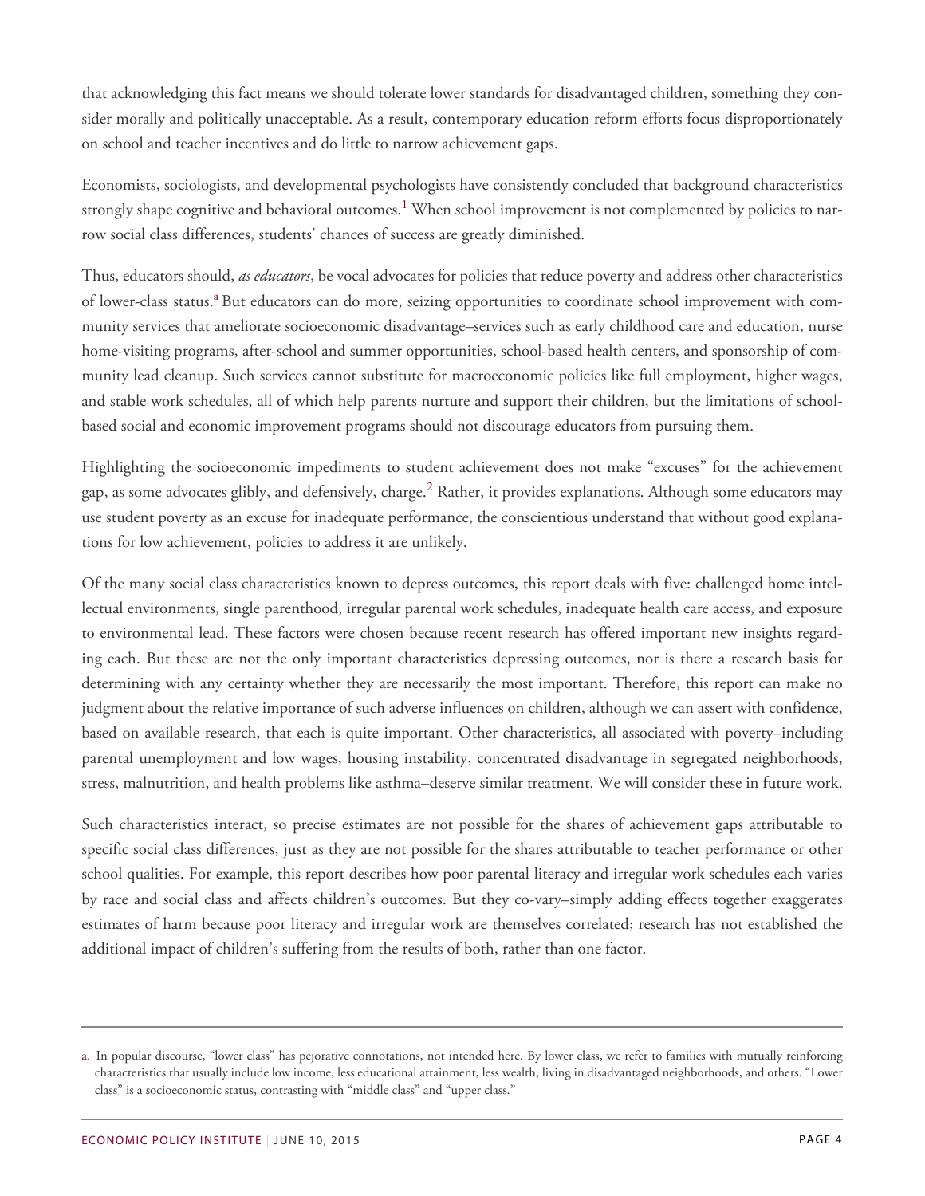that acknowledging this fact means we should tolerate lower standards for disadvantaged children, something they consider morally and politically unacceptable. As a result, contemporary education reform efforts focus disproportionately on school and teacher incentives and do little to narrow achievement gaps.

Economists, sociologists, and developmental psychologists have consistently concluded that background characteristics strongly shape cognitive and behavioral outcomes.[1] When school improvement is not complemented by policies to narrow social class differences, students' chances of success are greatly diminished.

Thus, educators should, *as educators*, be vocal advocates for policies that reduce poverty and address other characteristics of lower-class status.[a] But educators can do more, seizing opportunities to coordinate school improvement with community services that ameliorate socioeconomic disadvantage–services such as early childhood care and education, nurse home-visiting programs, after-school and summer opportunities, school-based health centers, and sponsorship of community lead cleanup. Such services cannot substitute for macroeconomic policies like full employment, higher wages, and stable work schedules, all of which help parents nurture and support their children, but the limitations of school-based social and economic improvement programs should not discourage educators from pursuing them.

Highlighting the socioeconomic impediments to student achievement does not make "excuses" for the achievement gap, as some advocates glibly, and defensively, charge.[2] Rather, it provides explanations. Although some educators may use student poverty as an excuse for inadequate performance, the conscientious understand that without good explanations for low achievement, policies to address it are unlikely.

Of the many social class characteristics known to depress outcomes, this report deals with five: challenged home intellectual environments, single parenthood, irregular parental work schedules, inadequate health care access, and exposure to environmental lead. These factors were chosen because recent research has offered important new insights regarding each. But these are not the only important characteristics depressing outcomes, nor is there a research basis for determining with any certainty whether they are necessarily the most important. Therefore, this report can make no judgment about the relative importance of such adverse influences on children, although we can assert with confidence, based on available research, that each is quite important. Other characteristics, all associated with poverty–including parental unemployment and low wages, housing instability, concentrated disadvantage in segregated neighborhoods, stress, malnutrition, and health problems like asthma–deserve similar treatment. We will consider these in future work.

Such characteristics interact, so precise estimates are not possible for the shares of achievement gaps attributable to specific social class differences, just as they are not possible for the shares attributable to teacher performance or other school qualities. For example, this report describes how poor parental literacy and irregular work schedules each varies by race and social class and affects children's outcomes. But they co-vary–simply adding effects together exaggerates estimates of harm because poor literacy and irregular work are themselves correlated; research has not established the additional impact of children's suffering from the results of both, rather than one factor.

---

a. In popular discourse, "lower class" has pejorative connotations, not intended here. By lower class, we refer to families with mutually reinforcing characteristics that usually include low income, less educational attainment, less wealth, living in disadvantaged neighborhoods, and others. "Lower class" is a socioeconomic status, contrasting with "middle class" and "upper class."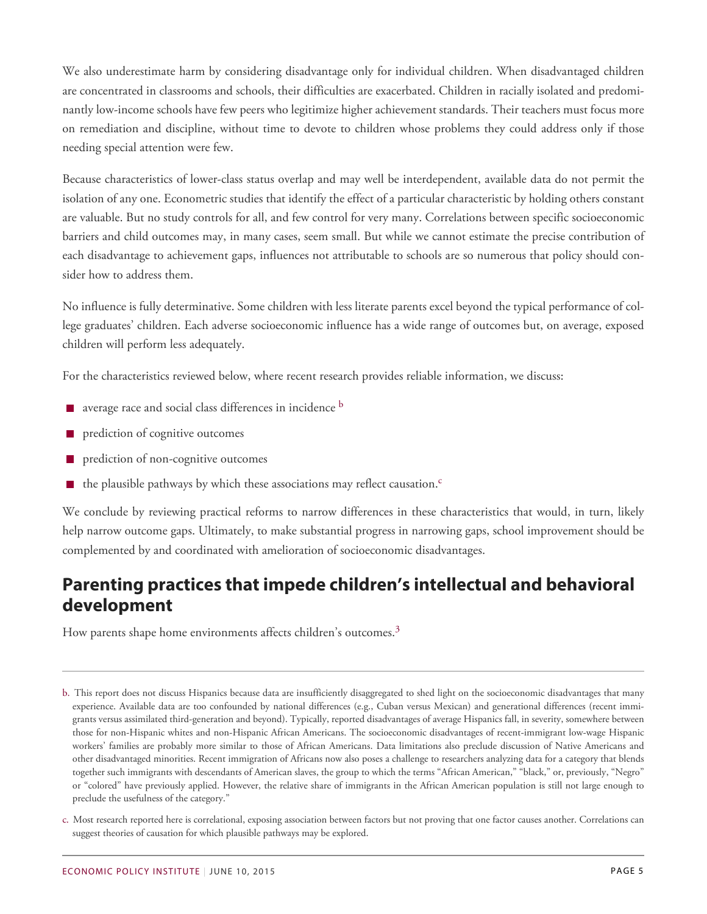We also underestimate harm by considering disadvantage only for individual children. When disadvantaged children are concentrated in classrooms and schools, their difficulties are exacerbated. Children in racially isolated and predominantly low-income schools have few peers who legitimize higher achievement standards. Their teachers must focus more on remediation and discipline, without time to devote to children whose problems they could address only if those needing special attention were few.

Because characteristics of lower-class status overlap and may well be interdependent, available data do not permit the isolation of any one. Econometric studies that identify the effect of a particular characteristic by holding others constant are valuable. But no study controls for all, and few control for very many. Correlations between specific socioeconomic barriers and child outcomes may, in many cases, seem small. But while we cannot estimate the precise contribution of each disadvantage to achievement gaps, influences not attributable to schools are so numerous that policy should consider how to address them.

No influence is fully determinative. Some children with less literate parents excel beyond the typical performance of college graduates' children. Each adverse socioeconomic influence has a wide range of outcomes but, on average, exposed children will perform less adequately.

For the characteristics reviewed below, where recent research provides reliable information, we discuss:

- average race and social class differences in incidence [b]
- prediction of cognitive outcomes
- prediction of non-cognitive outcomes
- the plausible pathways by which these associations may reflect causation.[c]

We conclude by reviewing practical reforms to narrow differences in these characteristics that would, in turn, likely help narrow outcome gaps. Ultimately, to make substantial progress in narrowing gaps, school improvement should be complemented by and coordinated with amelioration of socioeconomic disadvantages.

## Parenting practices that impede children's intellectual and behavioral development

How parents shape home environments affects children's outcomes.[3]

---

b. This report does not discuss Hispanics because data are insufficiently disaggregated to shed light on the socioeconomic disadvantages that many experience. Available data are too confounded by national differences (e.g., Cuban versus Mexican) and generational differences (recent immigrants versus assimilated third-generation and beyond). Typically, reported disadvantages of average Hispanics fall, in severity, somewhere between those for non-Hispanic whites and non-Hispanic African Americans. The socioeconomic disadvantages of recent-immigrant low-wage Hispanic workers' families are probably more similar to those of African Americans. Data limitations also preclude discussion of Native Americans and other disadvantaged minorities. Recent immigration of Africans now also poses a challenge to researchers analyzing data for a category that blends together such immigrants with descendants of American slaves, the group to which the terms "African American," "black," or, previously, "Negro" or "colored" have previously applied. However, the relative share of immigrants in the African American population is still not large enough to preclude the usefulness of the category."

c. Most research reported here is correlational, exposing association between factors but not proving that one factor causes another. Correlations can suggest theories of causation for which plausible pathways may be explored.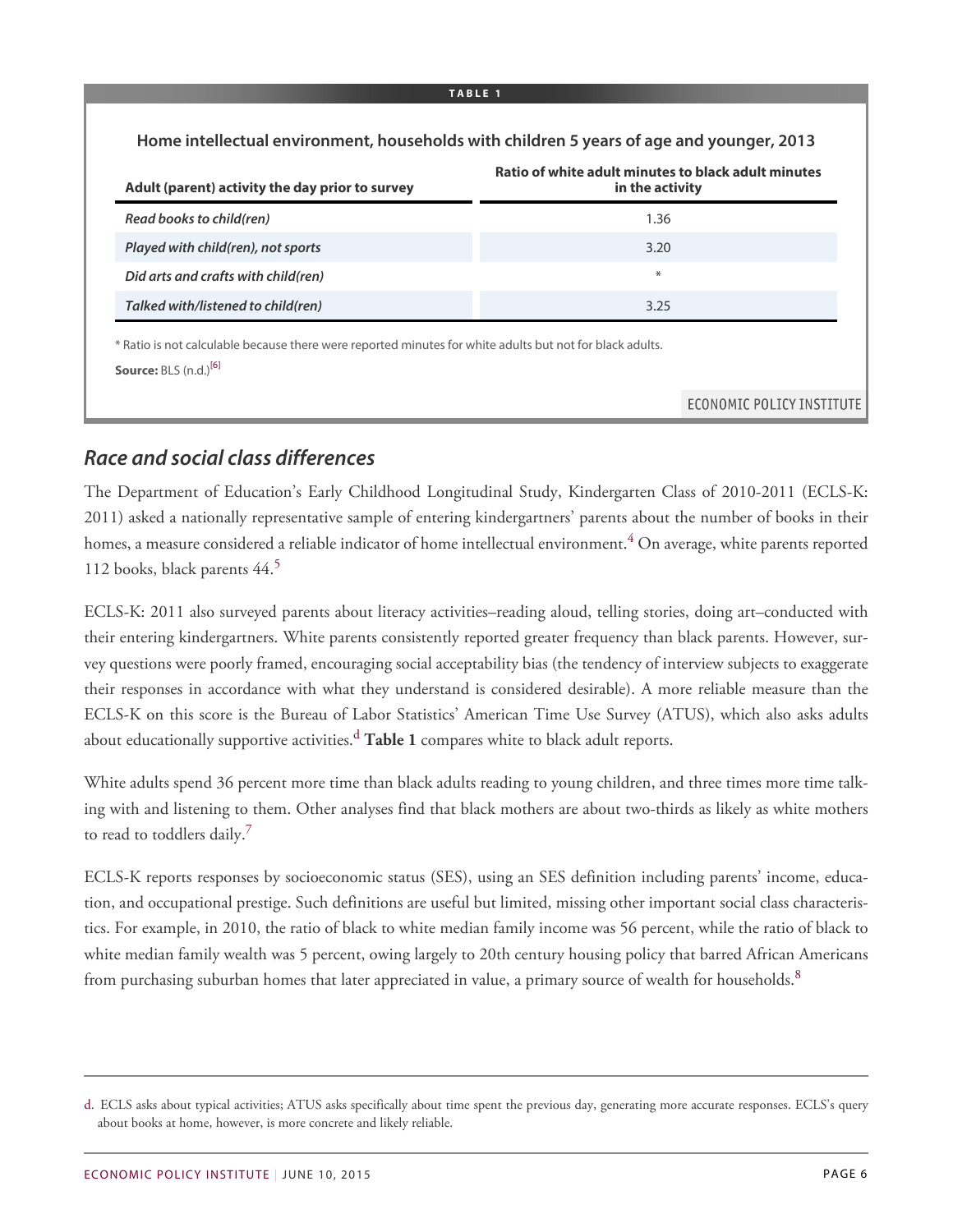**TABLE 1**

**Home intellectual environment, households with children 5 years of age and younger, 2013**

| Adult (parent) activity the day prior to survey | Ratio of white adult minutes to black adult minutes in the activity |
|---|---|
| *Read books to child(ren)* | 1.36 |
| *Played with child(ren), not sports* | 3.20 |
| *Did arts and crafts with child(ren)* | * |
| *Talked with/listened to child(ren)* | 3.25 |

\* Ratio is not calculable because there were reported minutes for white adults but not for black adults.

**Source:** BLS (n.d.)[6]

ECONOMIC POLICY INSTITUTE

## *Race and social class differences*

The Department of Education's Early Childhood Longitudinal Study, Kindergarten Class of 2010-2011 (ECLS-K: 2011) asked a nationally representative sample of entering kindergartners' parents about the number of books in their homes, a measure considered a reliable indicator of home intellectual environment.[4] On average, white parents reported 112 books, black parents 44.[5]

ECLS-K: 2011 also surveyed parents about literacy activities–reading aloud, telling stories, doing art–conducted with their entering kindergartners. White parents consistently reported greater frequency than black parents. However, survey questions were poorly framed, encouraging social acceptability bias (the tendency of interview subjects to exaggerate their responses in accordance with what they understand is considered desirable). A more reliable measure than the ECLS-K on this score is the Bureau of Labor Statistics' American Time Use Survey (ATUS), which also asks adults about educationally supportive activities.[d] **Table 1** compares white to black adult reports.

White adults spend 36 percent more time than black adults reading to young children, and three times more time talking with and listening to them. Other analyses find that black mothers are about two-thirds as likely as white mothers to read to toddlers daily.[7]

ECLS-K reports responses by socioeconomic status (SES), using an SES definition including parents' income, education, and occupational prestige. Such definitions are useful but limited, missing other important social class characteristics. For example, in 2010, the ratio of black to white median family income was 56 percent, while the ratio of black to white median family wealth was 5 percent, owing largely to 20th century housing policy that barred African Americans from purchasing suburban homes that later appreciated in value, a primary source of wealth for households.[8]

---

d. ECLS asks about typical activities; ATUS asks specifically about time spent the previous day, generating more accurate responses. ECLS's query about books at home, however, is more concrete and likely reliable.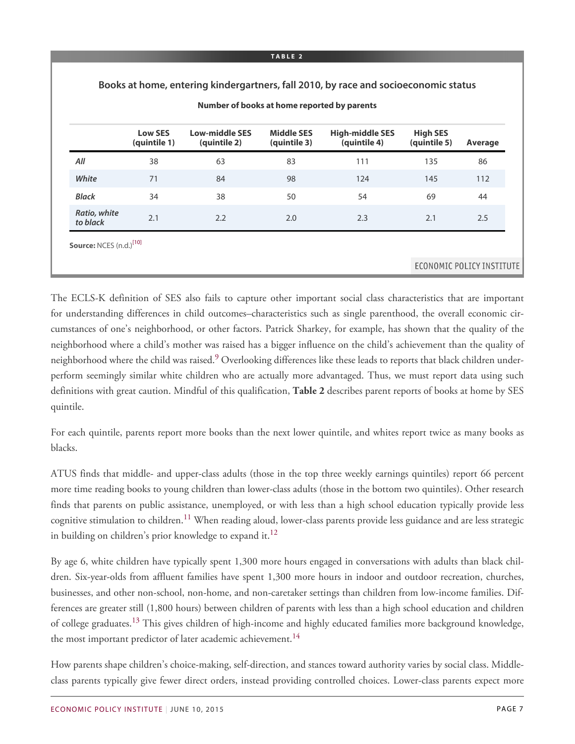**TABLE 2**

**Books at home, entering kindergartners, fall 2010, by race and socioeconomic status**

**Number of books at home reported by parents**

| | Low SES (quintile 1) | Low-middle SES (quintile 2) | Middle SES (quintile 3) | High-middle SES (quintile 4) | High SES (quintile 5) | Average |
|---|---|---|---|---|---|---|
| *All* | 38 | 63 | 83 | 111 | 135 | 86 |
| *White* | 71 | 84 | 98 | 124 | 145 | 112 |
| *Black* | 34 | 38 | 50 | 54 | 69 | 44 |
| *Ratio, white to black* | 2.1 | 2.2 | 2.0 | 2.3 | 2.1 | 2.5 |

**Source:** NCES (n.d.)[10]

ECONOMIC POLICY INSTITUTE

The ECLS-K definition of SES also fails to capture other important social class characteristics that are important for understanding differences in child outcomes–characteristics such as single parenthood, the overall economic circumstances of one's neighborhood, or other factors. Patrick Sharkey, for example, has shown that the quality of the neighborhood where a child's mother was raised has a bigger influence on the child's achievement than the quality of neighborhood where the child was raised.[9] Overlooking differences like these leads to reports that black children underperform seemingly similar white children who are actually more advantaged. Thus, we must report data using such definitions with great caution. Mindful of this qualification, **Table 2** describes parent reports of books at home by SES quintile.

For each quintile, parents report more books than the next lower quintile, and whites report twice as many books as blacks.

ATUS finds that middle- and upper-class adults (those in the top three weekly earnings quintiles) report 66 percent more time reading books to young children than lower-class adults (those in the bottom two quintiles). Other research finds that parents on public assistance, unemployed, or with less than a high school education typically provide less cognitive stimulation to children.[11] When reading aloud, lower-class parents provide less guidance and are less strategic in building on children's prior knowledge to expand it.[12]

By age 6, white children have typically spent 1,300 more hours engaged in conversations with adults than black children. Six-year-olds from affluent families have spent 1,300 more hours in indoor and outdoor recreation, churches, businesses, and other non-school, non-home, and non-caretaker settings than children from low-income families. Differences are greater still (1,800 hours) between children of parents with less than a high school education and children of college graduates.[13] This gives children of high-income and highly educated families more background knowledge, the most important predictor of later academic achievement.[14]

How parents shape children's choice-making, self-direction, and stances toward authority varies by social class. Middle-class parents typically give fewer direct orders, instead providing controlled choices. Lower-class parents expect more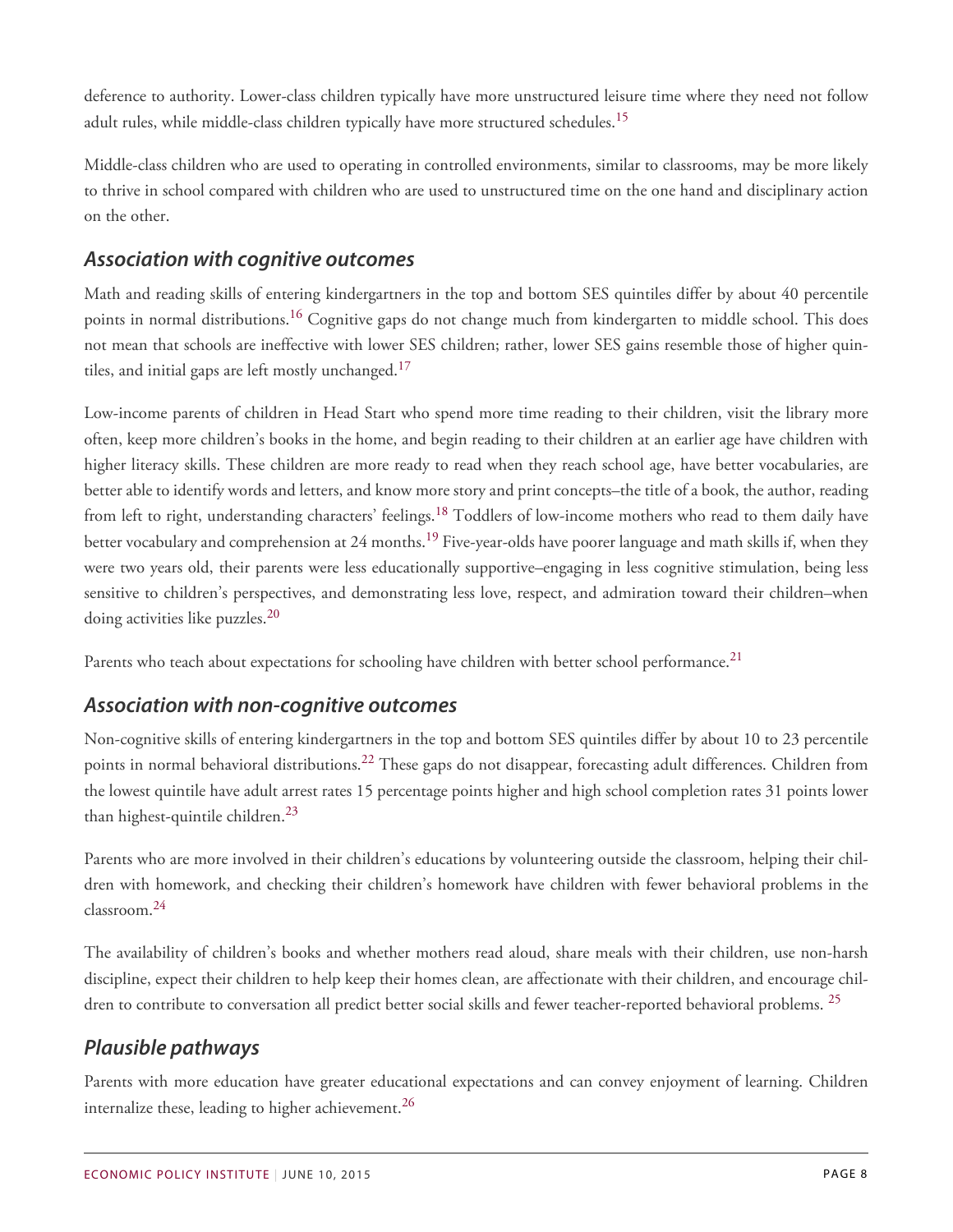deference to authority. Lower-class children typically have more unstructured leisure time where they need not follow adult rules, while middle-class children typically have more structured schedules.[15]

Middle-class children who are used to operating in controlled environments, similar to classrooms, may be more likely to thrive in school compared with children who are used to unstructured time on the one hand and disciplinary action on the other.

### *Association with cognitive outcomes*

Math and reading skills of entering kindergartners in the top and bottom SES quintiles differ by about 40 percentile points in normal distributions.[16] Cognitive gaps do not change much from kindergarten to middle school. This does not mean that schools are ineffective with lower SES children; rather, lower SES gains resemble those of higher quintiles, and initial gaps are left mostly unchanged.[17]

Low-income parents of children in Head Start who spend more time reading to their children, visit the library more often, keep more children's books in the home, and begin reading to their children at an earlier age have children with higher literacy skills. These children are more ready to read when they reach school age, have better vocabularies, are better able to identify words and letters, and know more story and print concepts–the title of a book, the author, reading from left to right, understanding characters' feelings.[18] Toddlers of low-income mothers who read to them daily have better vocabulary and comprehension at 24 months.[19] Five-year-olds have poorer language and math skills if, when they were two years old, their parents were less educationally supportive–engaging in less cognitive stimulation, being less sensitive to children's perspectives, and demonstrating less love, respect, and admiration toward their children–when doing activities like puzzles.[20]

Parents who teach about expectations for schooling have children with better school performance.[21]

### *Association with non-cognitive outcomes*

Non-cognitive skills of entering kindergartners in the top and bottom SES quintiles differ by about 10 to 23 percentile points in normal behavioral distributions.[22] These gaps do not disappear, forecasting adult differences. Children from the lowest quintile have adult arrest rates 15 percentage points higher and high school completion rates 31 points lower than highest-quintile children.[23]

Parents who are more involved in their children's educations by volunteering outside the classroom, helping their children with homework, and checking their children's homework have children with fewer behavioral problems in the classroom.[24]

The availability of children's books and whether mothers read aloud, share meals with their children, use non-harsh discipline, expect their children to help keep their homes clean, are affectionate with their children, and encourage children to contribute to conversation all predict better social skills and fewer teacher-reported behavioral problems. [25]

### *Plausible pathways*

Parents with more education have greater educational expectations and can convey enjoyment of learning. Children internalize these, leading to higher achievement.[26]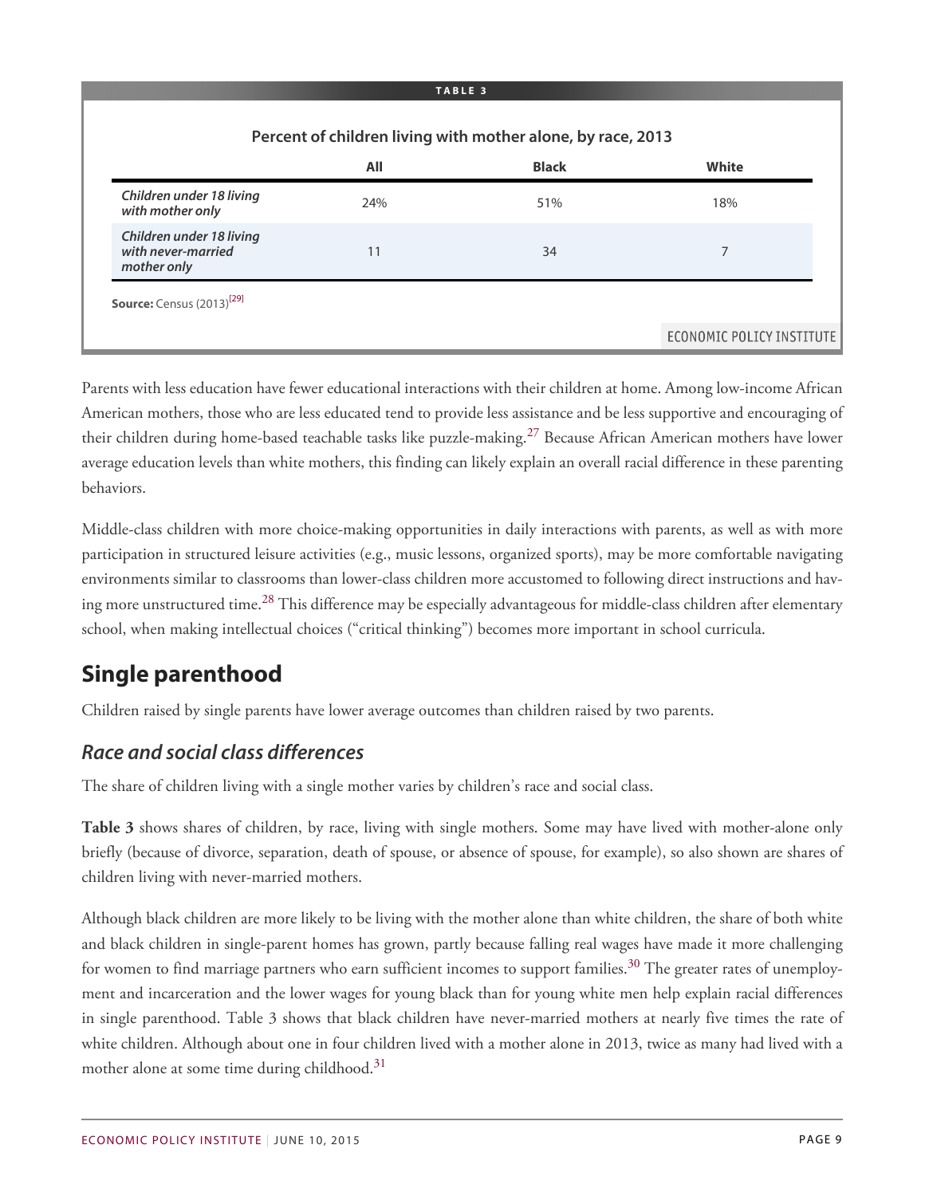**TABLE 3**

**Percent of children living with mother alone, by race, 2013**

| | All | Black | White |
|---|---|---|---|
| *Children under 18 living with mother only* | 24% | 51% | 18% |
| *Children under 18 living with never-married mother only* | 11 | 34 | 7 |

**Source:** Census (2013)[29]

ECONOMIC POLICY INSTITUTE

Parents with less education have fewer educational interactions with their children at home. Among low-income African American mothers, those who are less educated tend to provide less assistance and be less supportive and encouraging of their children during home-based teachable tasks like puzzle-making.[27] Because African American mothers have lower average education levels than white mothers, this finding can likely explain an overall racial difference in these parenting behaviors.

Middle-class children with more choice-making opportunities in daily interactions with parents, as well as with more participation in structured leisure activities (e.g., music lessons, organized sports), may be more comfortable navigating environments similar to classrooms than lower-class children more accustomed to following direct instructions and having more unstructured time.[28] This difference may be especially advantageous for middle-class children after elementary school, when making intellectual choices ("critical thinking") becomes more important in school curricula.

## Single parenthood

Children raised by single parents have lower average outcomes than children raised by two parents.

### *Race and social class differences*

The share of children living with a single mother varies by children's race and social class.

**Table 3** shows shares of children, by race, living with single mothers. Some may have lived with mother-alone only briefly (because of divorce, separation, death of spouse, or absence of spouse, for example), so also shown are shares of children living with never-married mothers.

Although black children are more likely to be living with the mother alone than white children, the share of both white and black children in single-parent homes has grown, partly because falling real wages have made it more challenging for women to find marriage partners who earn sufficient incomes to support families.[30] The greater rates of unemployment and incarceration and the lower wages for young black than for young white men help explain racial differences in single parenthood. Table 3 shows that black children have never-married mothers at nearly five times the rate of white children. Although about one in four children lived with a mother alone in 2013, twice as many had lived with a mother alone at some time during childhood.[31]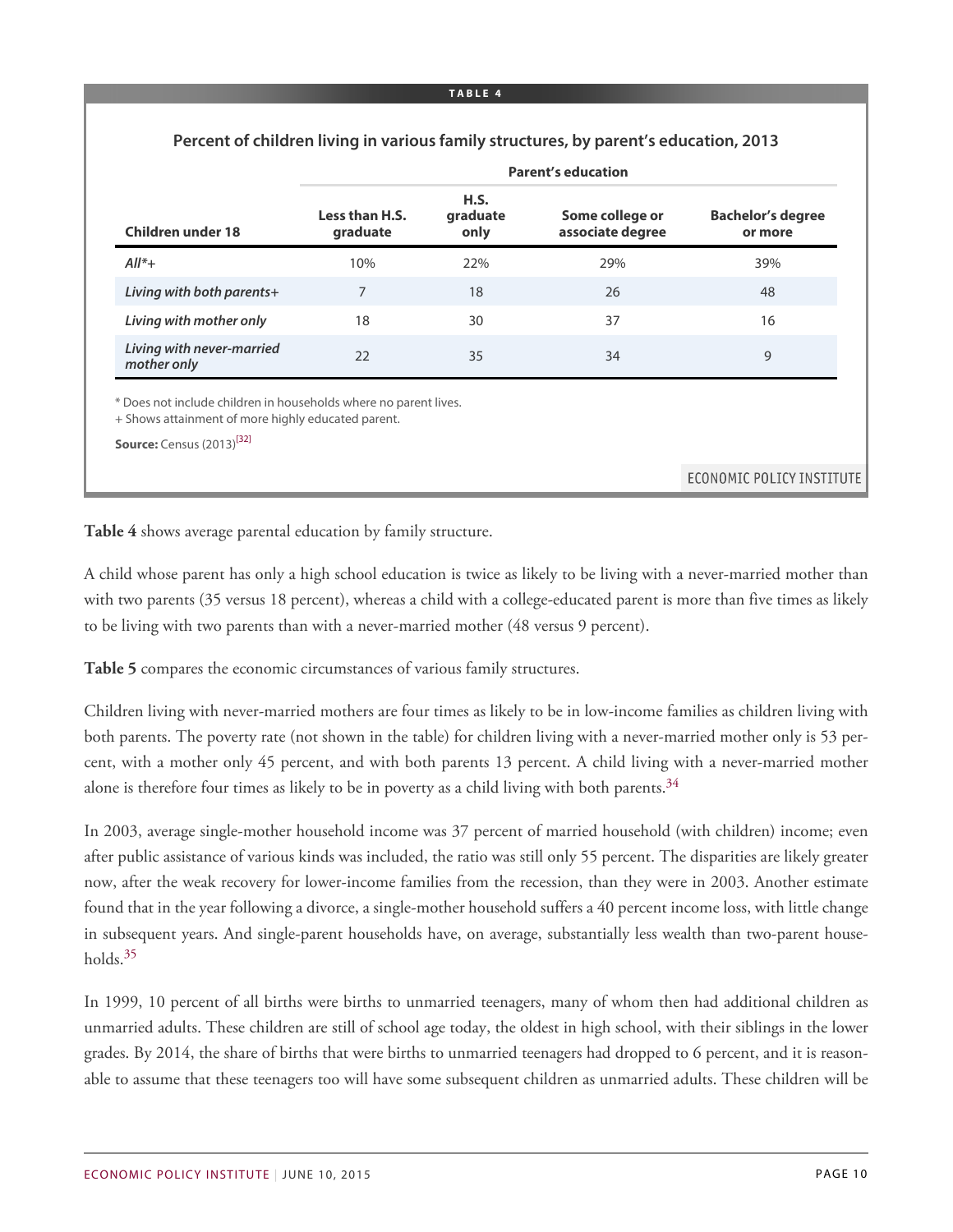**TABLE 4**

**Percent of children living in various family structures, by parent's education, 2013**

| Children under 18 | Parent's education | | | |
|---|---|---|---|---|
| | Less than H.S. graduate | H.S. graduate only | Some college or associate degree | Bachelor's degree or more |
| *All*+* | 10% | 22% | 29% | 39% |
| *Living with both parents+* | 7 | 18 | 26 | 48 |
| *Living with mother only* | 18 | 30 | 37 | 16 |
| *Living with never-married mother only* | 22 | 35 | 34 | 9 |

\* Does not include children in households where no parent lives.

+ Shows attainment of more highly educated parent.

**Source:** Census (2013)[32]

ECONOMIC POLICY INSTITUTE

**Table 4** shows average parental education by family structure.

A child whose parent has only a high school education is twice as likely to be living with a never-married mother than with two parents (35 versus 18 percent), whereas a child with a college-educated parent is more than five times as likely to be living with two parents than with a never-married mother (48 versus 9 percent).

**Table 5** compares the economic circumstances of various family structures.

Children living with never-married mothers are four times as likely to be in low-income families as children living with both parents. The poverty rate (not shown in the table) for children living with a never-married mother only is 53 percent, with a mother only 45 percent, and with both parents 13 percent. A child living with a never-married mother alone is therefore four times as likely to be in poverty as a child living with both parents.[34]

In 2003, average single-mother household income was 37 percent of married household (with children) income; even after public assistance of various kinds was included, the ratio was still only 55 percent. The disparities are likely greater now, after the weak recovery for lower-income families from the recession, than they were in 2003. Another estimate found that in the year following a divorce, a single-mother household suffers a 40 percent income loss, with little change in subsequent years. And single-parent households have, on average, substantially less wealth than two-parent households.[35]

In 1999, 10 percent of all births were births to unmarried teenagers, many of whom then had additional children as unmarried adults. These children are still of school age today, the oldest in high school, with their siblings in the lower grades. By 2014, the share of births that were births to unmarried teenagers had dropped to 6 percent, and it is reasonable to assume that these teenagers too will have some subsequent children as unmarried adults. These children will be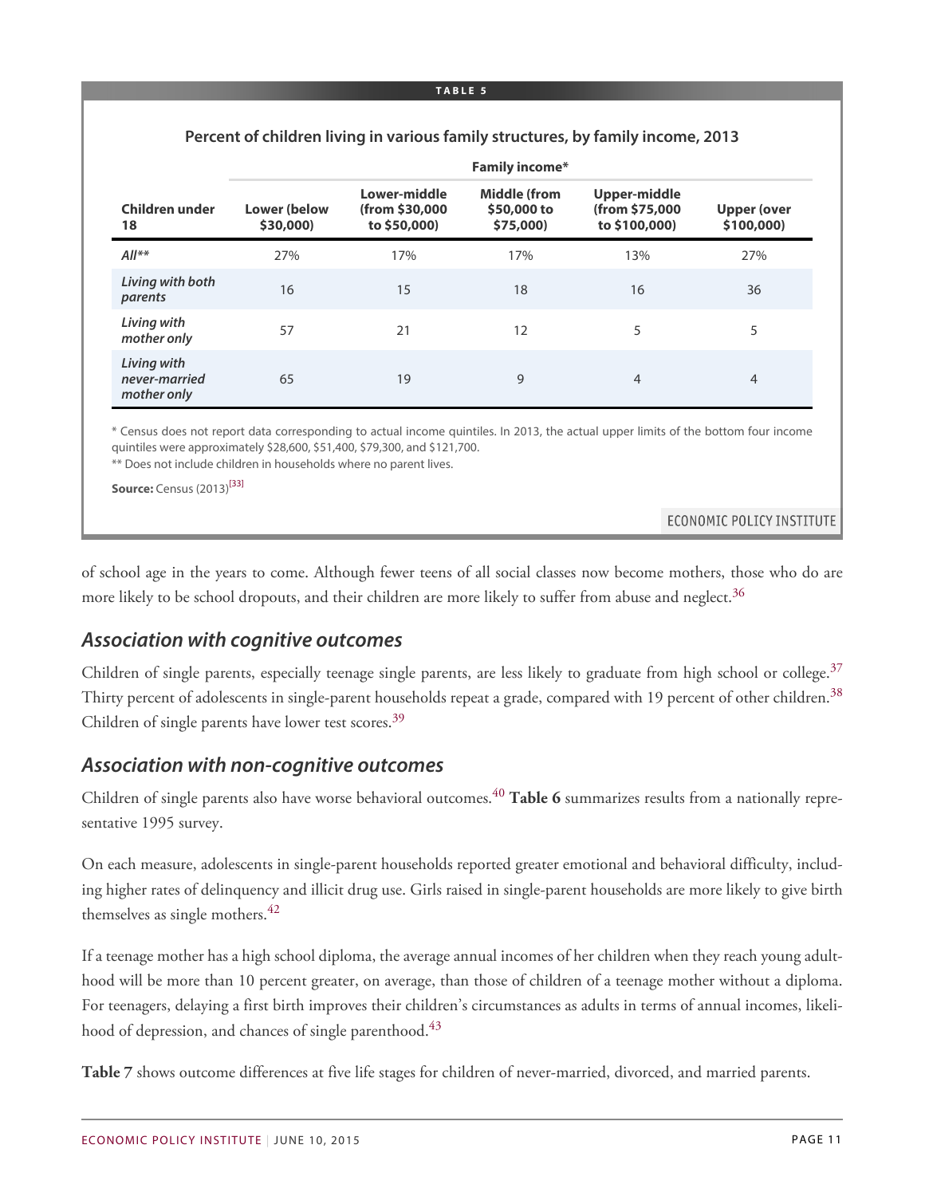**TABLE 5**

**Percent of children living in various family structures, by family income, 2013**

| Children under 18 | Family income* | | | | |
|---|---|---|---|---|---|
| | Lower (below $30,000) | Lower-middle (from $30,000 to $50,000) | Middle (from $50,000 to $75,000) | Upper-middle (from $75,000 to $100,000) | Upper (over $100,000) |
| *All*** | 27% | 17% | 17% | 13% | 27% |
| *Living with both parents* | 16 | 15 | 18 | 16 | 36 |
| *Living with mother only* | 57 | 21 | 12 | 5 | 5 |
| *Living with never-married mother only* | 65 | 19 | 9 | 4 | 4 |

* Census does not report data corresponding to actual income quintiles. In 2013, the actual upper limits of the bottom four income quintiles were approximately $28,600, $51,400, $79,300, and $121,700.

** Does not include children in households where no parent lives.

**Source:** Census (2013)[33]

of school age in the years to come. Although fewer teens of all social classes now become mothers, those who do are more likely to be school dropouts, and their children are more likely to suffer from abuse and neglect.[36]

## *Association with cognitive outcomes*

Children of single parents, especially teenage single parents, are less likely to graduate from high school or college.[37] Thirty percent of adolescents in single-parent households repeat a grade, compared with 19 percent of other children.[38] Children of single parents have lower test scores.[39]

## *Association with non-cognitive outcomes*

Children of single parents also have worse behavioral outcomes.[40] **Table 6** summarizes results from a nationally representative 1995 survey.

On each measure, adolescents in single-parent households reported greater emotional and behavioral difficulty, including higher rates of delinquency and illicit drug use. Girls raised in single-parent households are more likely to give birth themselves as single mothers.[42]

If a teenage mother has a high school diploma, the average annual incomes of her children when they reach young adulthood will be more than 10 percent greater, on average, than those of children of a teenage mother without a diploma. For teenagers, delaying a first birth improves their children's circumstances as adults in terms of annual incomes, likelihood of depression, and chances of single parenthood.[43]

**Table 7** shows outcome differences at five life stages for children of never-married, divorced, and married parents.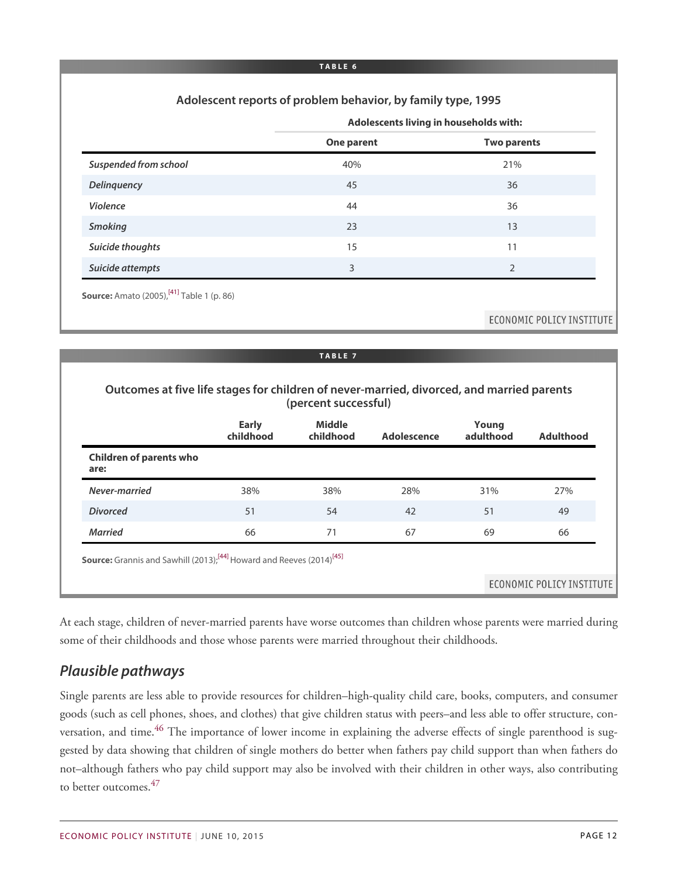**TABLE 6**

**Adolescent reports of problem behavior, by family type, 1995**

| | Adolescents living in households with: | |
|---|---|---|
| | **One parent** | **Two parents** |
| ***Suspended from school*** | 40% | 21% |
| ***Delinquency*** | 45 | 36 |
| ***Violence*** | 44 | 36 |
| ***Smoking*** | 23 | 13 |
| ***Suicide thoughts*** | 15 | 11 |
| ***Suicide attempts*** | 3 | 2 |

**Source:** Amato (2005),[41] Table 1 (p. 86)

ECONOMIC POLICY INSTITUTE

**TABLE 7**

**Outcomes at five life stages for children of never-married, divorced, and married parents (percent successful)**

| | **Early childhood** | **Middle childhood** | **Adolescence** | **Young adulthood** | **Adulthood** |
|---|---|---|---|---|---|
| **Children of parents who are:** | | | | | |
| ***Never-married*** | 38% | 38% | 28% | 31% | 27% |
| ***Divorced*** | 51 | 54 | 42 | 51 | 49 |
| ***Married*** | 66 | 71 | 67 | 69 | 66 |

**Source:** Grannis and Sawhill (2013);[44] Howard and Reeves (2014)[45]

ECONOMIC POLICY INSTITUTE

At each stage, children of never-married parents have worse outcomes than children whose parents were married during some of their childhoods and those whose parents were married throughout their childhoods.

## *Plausible pathways*

Single parents are less able to provide resources for children–high-quality child care, books, computers, and consumer goods (such as cell phones, shoes, and clothes) that give children status with peers–and less able to offer structure, conversation, and time.[46] The importance of lower income in explaining the adverse effects of single parenthood is suggested by data showing that children of single mothers do better when fathers pay child support than when fathers do not–although fathers who pay child support may also be involved with their children in other ways, also contributing to better outcomes.[47]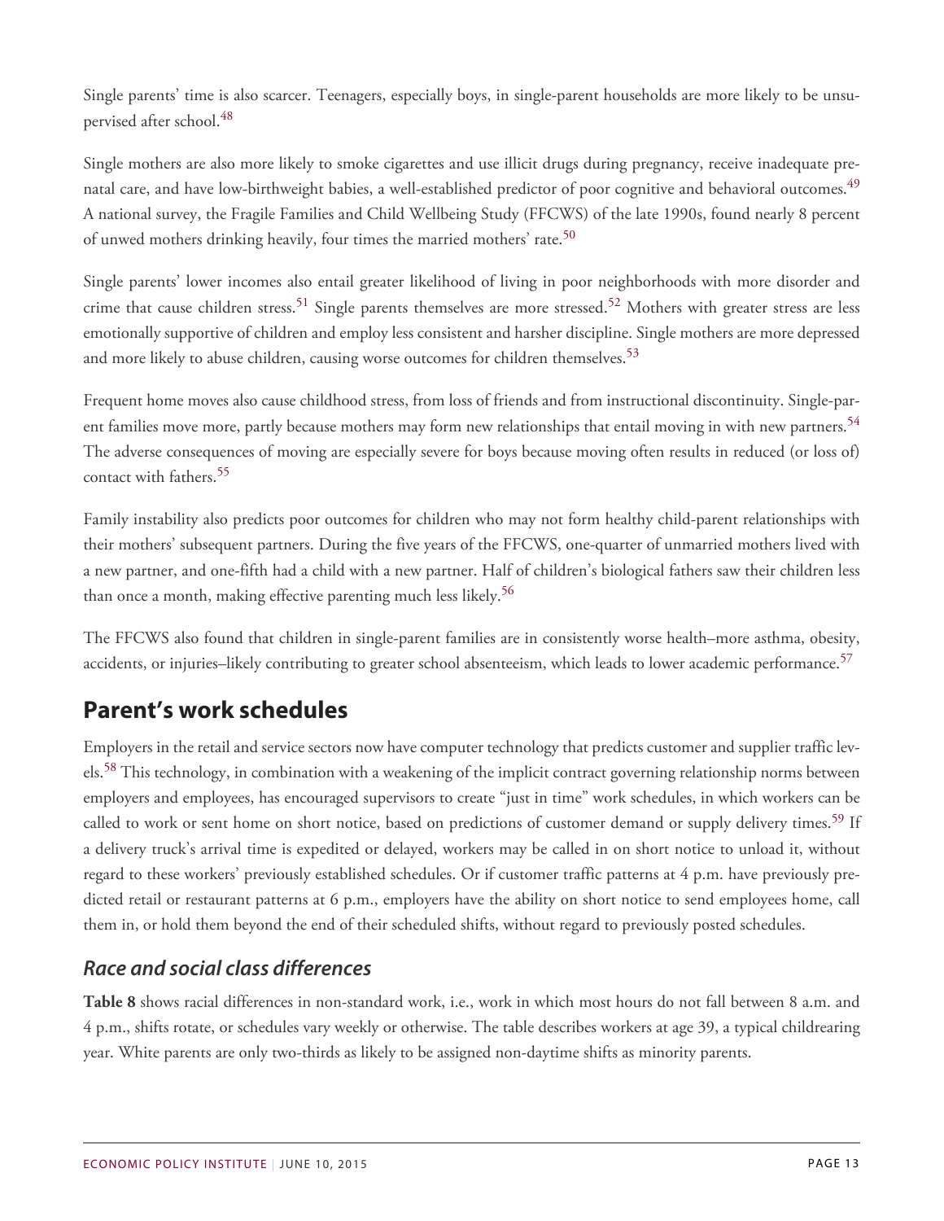Single parents' time is also scarcer. Teenagers, especially boys, in single-parent households are more likely to be unsupervised after school.[48]

Single mothers are also more likely to smoke cigarettes and use illicit drugs during pregnancy, receive inadequate prenatal care, and have low-birthweight babies, a well-established predictor of poor cognitive and behavioral outcomes.[49] A national survey, the Fragile Families and Child Wellbeing Study (FFCWS) of the late 1990s, found nearly 8 percent of unwed mothers drinking heavily, four times the married mothers' rate.[50]

Single parents' lower incomes also entail greater likelihood of living in poor neighborhoods with more disorder and crime that cause children stress.[51] Single parents themselves are more stressed.[52] Mothers with greater stress are less emotionally supportive of children and employ less consistent and harsher discipline. Single mothers are more depressed and more likely to abuse children, causing worse outcomes for children themselves.[53]

Frequent home moves also cause childhood stress, from loss of friends and from instructional discontinuity. Single-parent families move more, partly because mothers may form new relationships that entail moving in with new partners.[54] The adverse consequences of moving are especially severe for boys because moving often results in reduced (or loss of) contact with fathers.[55]

Family instability also predicts poor outcomes for children who may not form healthy child-parent relationships with their mothers' subsequent partners. During the five years of the FFCWS, one-quarter of unmarried mothers lived with a new partner, and one-fifth had a child with a new partner. Half of children's biological fathers saw their children less than once a month, making effective parenting much less likely.[56]

The FFCWS also found that children in single-parent families are in consistently worse health–more asthma, obesity, accidents, or injuries–likely contributing to greater school absenteeism, which leads to lower academic performance.[57]

## Parent's work schedules

Employers in the retail and service sectors now have computer technology that predicts customer and supplier traffic levels.[58] This technology, in combination with a weakening of the implicit contract governing relationship norms between employers and employees, has encouraged supervisors to create "just in time" work schedules, in which workers can be called to work or sent home on short notice, based on predictions of customer demand or supply delivery times.[59] If a delivery truck's arrival time is expedited or delayed, workers may be called in on short notice to unload it, without regard to these workers' previously established schedules. Or if customer traffic patterns at 4 p.m. have previously predicted retail or restaurant patterns at 6 p.m., employers have the ability on short notice to send employees home, call them in, or hold them beyond the end of their scheduled shifts, without regard to previously posted schedules.

### *Race and social class differences*

**Table 8** shows racial differences in non-standard work, i.e., work in which most hours do not fall between 8 a.m. and 4 p.m., shifts rotate, or schedules vary weekly or otherwise. The table describes workers at age 39, a typical childrearing year. White parents are only two-thirds as likely to be assigned non-daytime shifts as minority parents.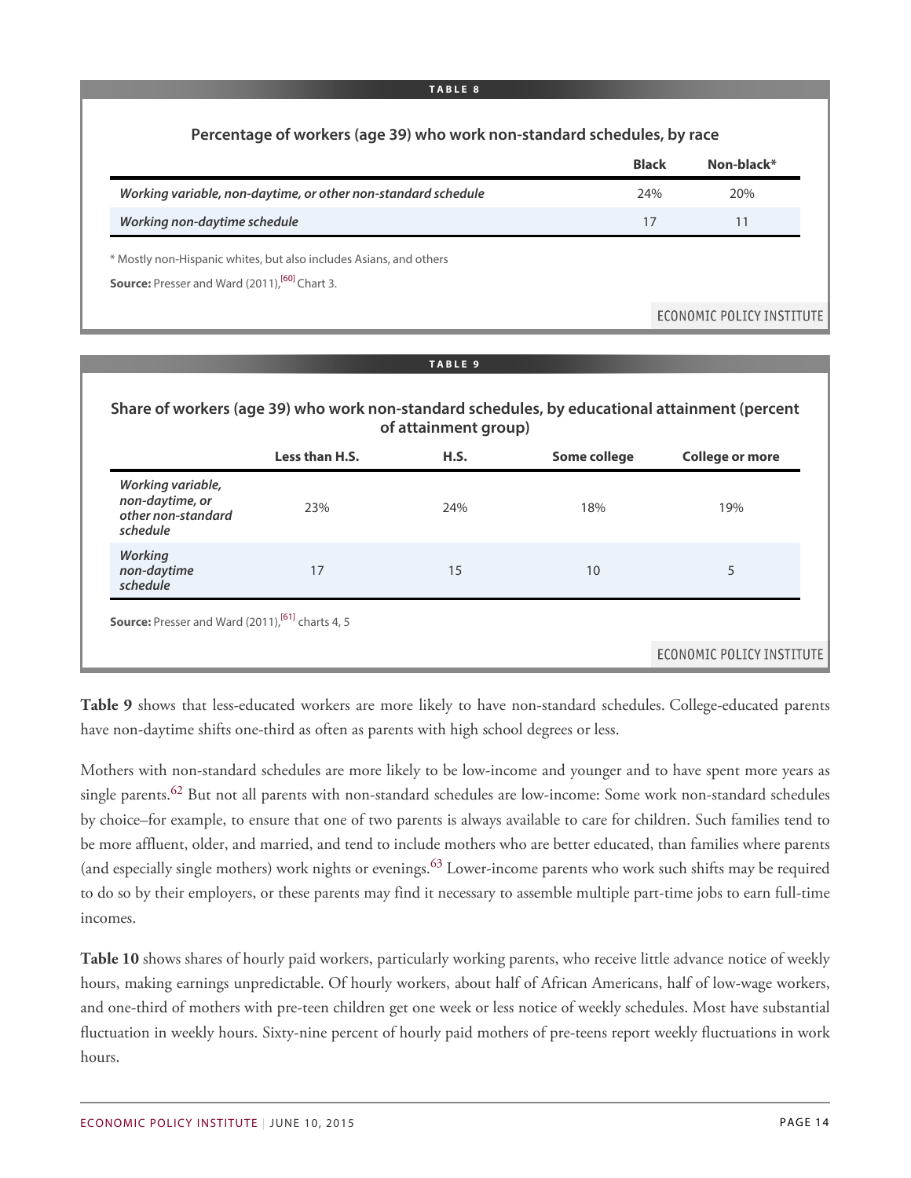**TABLE 8**

**Percentage of workers (age 39) who work non-standard schedules, by race**

| | Black | Non-black* |
|---|---|---|
| *Working variable, non-daytime, or other non-standard schedule* | 24% | 20% |
| *Working non-daytime schedule* | 17 | 11 |

* Mostly non-Hispanic whites, but also includes Asians, and others

**Source:** Presser and Ward (2011),[60] Chart 3.

ECONOMIC POLICY INSTITUTE

**TABLE 9**

**Share of workers (age 39) who work non-standard schedules, by educational attainment (percent of attainment group)**

| | Less than H.S. | H.S. | Some college | College or more |
|---|---|---|---|---|
| *Working variable, non-daytime, or other non-standard schedule* | 23% | 24% | 18% | 19% |
| *Working non-daytime schedule* | 17 | 15 | 10 | 5 |

**Source:** Presser and Ward (2011),[61] charts 4, 5

ECONOMIC POLICY INSTITUTE

**Table 9** shows that less-educated workers are more likely to have non-standard schedules. College-educated parents have non-daytime shifts one-third as often as parents with high school degrees or less.

Mothers with non-standard schedules are more likely to be low-income and younger and to have spent more years as single parents.[62] But not all parents with non-standard schedules are low-income: Some work non-standard schedules by choice–for example, to ensure that one of two parents is always available to care for children. Such families tend to be more affluent, older, and married, and tend to include mothers who are better educated, than families where parents (and especially single mothers) work nights or evenings.[63] Lower-income parents who work such shifts may be required to do so by their employers, or these parents may find it necessary to assemble multiple part-time jobs to earn full-time incomes.

**Table 10** shows shares of hourly paid workers, particularly working parents, who receive little advance notice of weekly hours, making earnings unpredictable. Of hourly workers, about half of African Americans, half of low-wage workers, and one-third of mothers with pre-teen children get one week or less notice of weekly schedules. Most have substantial fluctuation in weekly hours. Sixty-nine percent of hourly paid mothers of pre-teens report weekly fluctuations in work hours.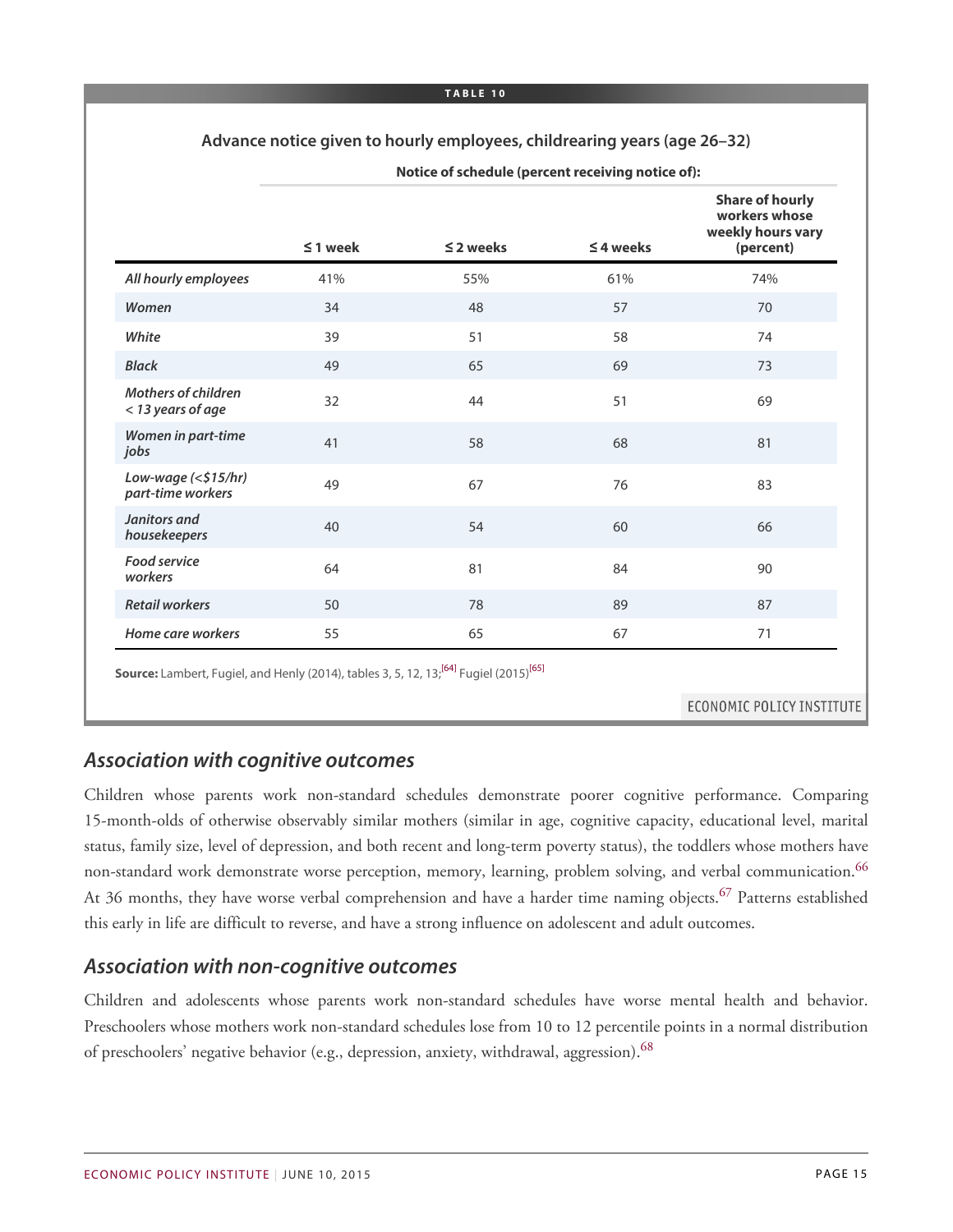**TABLE 10**

**Advance notice given to hourly employees, childrearing years (age 26–32)**

| | Notice of schedule (percent receiving notice of): | | | |
|---|---|---|---|---|
| | **≤ 1 week** | **≤ 2 weeks** | **≤ 4 weeks** | **Share of hourly workers whose weekly hours vary (percent)** |
| *All hourly employees* | 41% | 55% | 61% | 74% |
| *Women* | 34 | 48 | 57 | 70 |
| *White* | 39 | 51 | 58 | 74 |
| *Black* | 49 | 65 | 69 | 73 |
| *Mothers of children < 13 years of age* | 32 | 44 | 51 | 69 |
| *Women in part-time jobs* | 41 | 58 | 68 | 81 |
| *Low-wage (<$15/hr) part-time workers* | 49 | 67 | 76 | 83 |
| *Janitors and housekeepers* | 40 | 54 | 60 | 66 |
| *Food service workers* | 64 | 81 | 84 | 90 |
| *Retail workers* | 50 | 78 | 89 | 87 |
| *Home care workers* | 55 | 65 | 67 | 71 |

**Source:** Lambert, Fugiel, and Henly (2014), tables 3, 5, 12, 13;[64] Fugiel (2015)[65]

ECONOMIC POLICY INSTITUTE

## Association with cognitive outcomes

Children whose parents work non-standard schedules demonstrate poorer cognitive performance. Comparing 15-month-olds of otherwise observably similar mothers (similar in age, cognitive capacity, educational level, marital status, family size, level of depression, and both recent and long-term poverty status), the toddlers whose mothers have non-standard work demonstrate worse perception, memory, learning, problem solving, and verbal communication.[66] At 36 months, they have worse verbal comprehension and have a harder time naming objects.[67] Patterns established this early in life are difficult to reverse, and have a strong influence on adolescent and adult outcomes.

## Association with non-cognitive outcomes

Children and adolescents whose parents work non-standard schedules have worse mental health and behavior. Preschoolers whose mothers work non-standard schedules lose from 10 to 12 percentile points in a normal distribution of preschoolers' negative behavior (e.g., depression, anxiety, withdrawal, aggression).[68]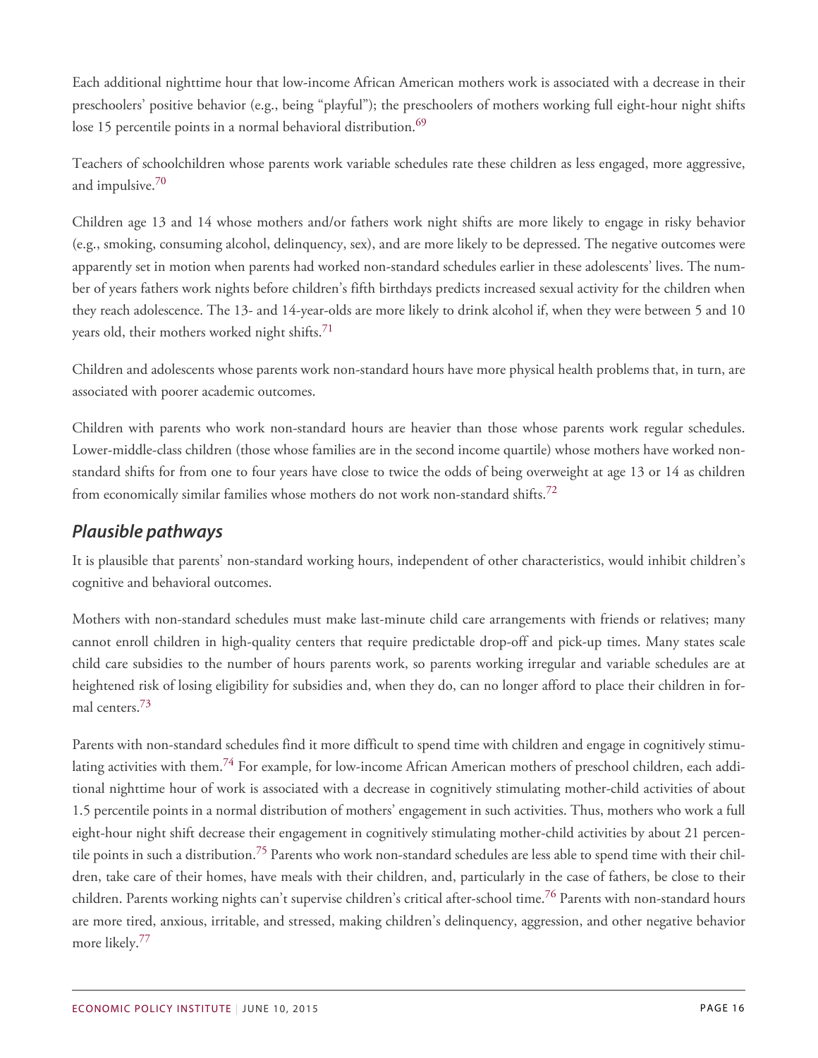Each additional nighttime hour that low-income African American mothers work is associated with a decrease in their preschoolers' positive behavior (e.g., being "playful"); the preschoolers of mothers working full eight-hour night shifts lose 15 percentile points in a normal behavioral distribution.[69]

Teachers of schoolchildren whose parents work variable schedules rate these children as less engaged, more aggressive, and impulsive.[70]

Children age 13 and 14 whose mothers and/or fathers work night shifts are more likely to engage in risky behavior (e.g., smoking, consuming alcohol, delinquency, sex), and are more likely to be depressed. The negative outcomes were apparently set in motion when parents had worked non-standard schedules earlier in these adolescents' lives. The number of years fathers work nights before children's fifth birthdays predicts increased sexual activity for the children when they reach adolescence. The 13- and 14-year-olds are more likely to drink alcohol if, when they were between 5 and 10 years old, their mothers worked night shifts.[71]

Children and adolescents whose parents work non-standard hours have more physical health problems that, in turn, are associated with poorer academic outcomes.

Children with parents who work non-standard hours are heavier than those whose parents work regular schedules. Lower-middle-class children (those whose families are in the second income quartile) whose mothers have worked non-standard shifts for from one to four years have close to twice the odds of being overweight at age 13 or 14 as children from economically similar families whose mothers do not work non-standard shifts.[72]

### *Plausible pathways*

It is plausible that parents' non-standard working hours, independent of other characteristics, would inhibit children's cognitive and behavioral outcomes.

Mothers with non-standard schedules must make last-minute child care arrangements with friends or relatives; many cannot enroll children in high-quality centers that require predictable drop-off and pick-up times. Many states scale child care subsidies to the number of hours parents work, so parents working irregular and variable schedules are at heightened risk of losing eligibility for subsidies and, when they do, can no longer afford to place their children in formal centers.[73]

Parents with non-standard schedules find it more difficult to spend time with children and engage in cognitively stimulating activities with them.[74] For example, for low-income African American mothers of preschool children, each additional nighttime hour of work is associated with a decrease in cognitively stimulating mother-child activities of about 1.5 percentile points in a normal distribution of mothers' engagement in such activities. Thus, mothers who work a full eight-hour night shift decrease their engagement in cognitively stimulating mother-child activities by about 21 percentile points in such a distribution.[75] Parents who work non-standard schedules are less able to spend time with their children, take care of their homes, have meals with their children, and, particularly in the case of fathers, be close to their children. Parents working nights can't supervise children's critical after-school time.[76] Parents with non-standard hours are more tired, anxious, irritable, and stressed, making children's delinquency, aggression, and other negative behavior more likely.[77]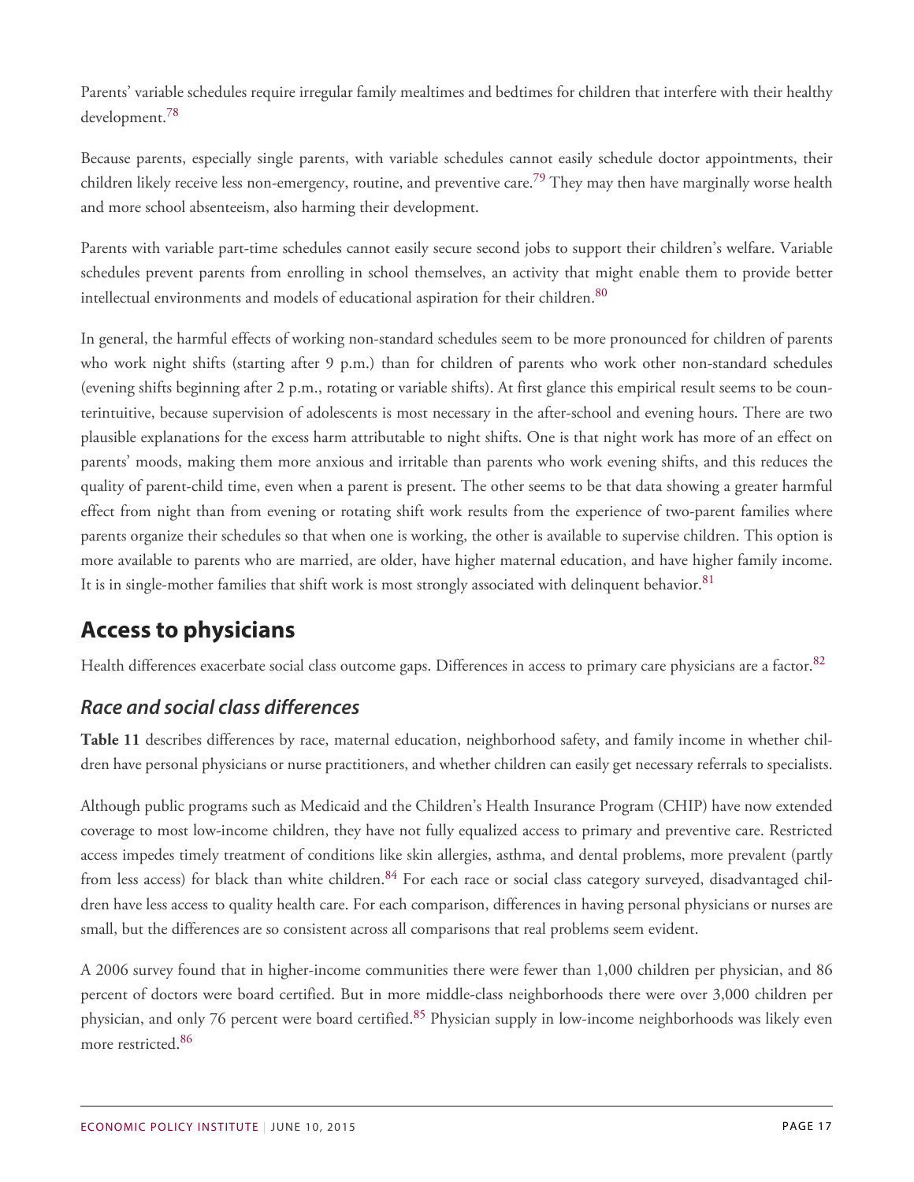Parents' variable schedules require irregular family mealtimes and bedtimes for children that interfere with their healthy development.[78]

Because parents, especially single parents, with variable schedules cannot easily schedule doctor appointments, their children likely receive less non-emergency, routine, and preventive care.[79] They may then have marginally worse health and more school absenteeism, also harming their development.

Parents with variable part-time schedules cannot easily secure second jobs to support their children's welfare. Variable schedules prevent parents from enrolling in school themselves, an activity that might enable them to provide better intellectual environments and models of educational aspiration for their children.[80]

In general, the harmful effects of working non-standard schedules seem to be more pronounced for children of parents who work night shifts (starting after 9 p.m.) than for children of parents who work other non-standard schedules (evening shifts beginning after 2 p.m., rotating or variable shifts). At first glance this empirical result seems to be counterintuitive, because supervision of adolescents is most necessary in the after-school and evening hours. There are two plausible explanations for the excess harm attributable to night shifts. One is that night work has more of an effect on parents' moods, making them more anxious and irritable than parents who work evening shifts, and this reduces the quality of parent-child time, even when a parent is present. The other seems to be that data showing a greater harmful effect from night than from evening or rotating shift work results from the experience of two-parent families where parents organize their schedules so that when one is working, the other is available to supervise children. This option is more available to parents who are married, are older, have higher maternal education, and have higher family income. It is in single-mother families that shift work is most strongly associated with delinquent behavior.[81]

## Access to physicians

Health differences exacerbate social class outcome gaps. Differences in access to primary care physicians are a factor.[82]

### *Race and social class differences*

**Table 11** describes differences by race, maternal education, neighborhood safety, and family income in whether children have personal physicians or nurse practitioners, and whether children can easily get necessary referrals to specialists.

Although public programs such as Medicaid and the Children's Health Insurance Program (CHIP) have now extended coverage to most low-income children, they have not fully equalized access to primary and preventive care. Restricted access impedes timely treatment of conditions like skin allergies, asthma, and dental problems, more prevalent (partly from less access) for black than white children.[84] For each race or social class category surveyed, disadvantaged children have less access to quality health care. For each comparison, differences in having personal physicians or nurses are small, but the differences are so consistent across all comparisons that real problems seem evident.

A 2006 survey found that in higher-income communities there were fewer than 1,000 children per physician, and 86 percent of doctors were board certified. But in more middle-class neighborhoods there were over 3,000 children per physician, and only 76 percent were board certified.[85] Physician supply in low-income neighborhoods was likely even more restricted.[86]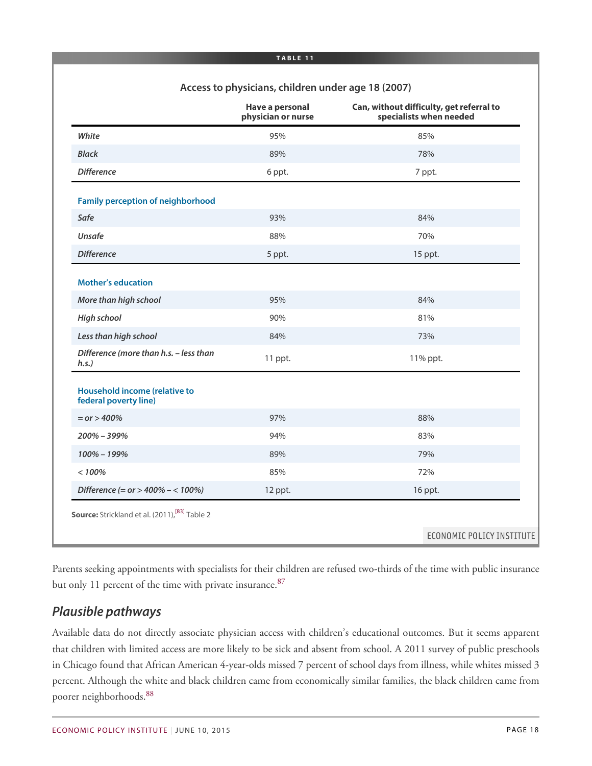**TABLE 11**

**Access to physicians, children under age 18 (2007)**

| | Have a personal physician or nurse | Can, without difficulty, get referral to specialists when needed |
|---|---|---|
| *White* | 95% | 85% |
| *Black* | 89% | 78% |
| *Difference* | 6 ppt. | 7 ppt. |
| **Family perception of neighborhood** | | |
| *Safe* | 93% | 84% |
| *Unsafe* | 88% | 70% |
| *Difference* | 5 ppt. | 15 ppt. |
| **Mother's education** | | |
| *More than high school* | 95% | 84% |
| *High school* | 90% | 81% |
| *Less than high school* | 84% | 73% |
| *Difference (more than h.s. – less than h.s.)* | 11 ppt. | 11% ppt. |
| **Household income (relative to federal poverty line)** | | |
| *= or > 400%* | 97% | 88% |
| *200% – 399%* | 94% | 83% |
| *100% – 199%* | 89% | 79% |
| *< 100%* | 85% | 72% |
| *Difference (= or > 400% – < 100%)* | 12 ppt. | 16 ppt. |

**Source:** Strickland et al. (2011),[83] Table 2

ECONOMIC POLICY INSTITUTE

Parents seeking appointments with specialists for their children are refused two-thirds of the time with public insurance but only 11 percent of the time with private insurance.[87]

## *Plausible pathways*

Available data do not directly associate physician access with children's educational outcomes. But it seems apparent that children with limited access are more likely to be sick and absent from school. A 2011 survey of public preschools in Chicago found that African American 4-year-olds missed 7 percent of school days from illness, while whites missed 3 percent. Although the white and black children came from economically similar families, the black children came from poorer neighborhoods.[88]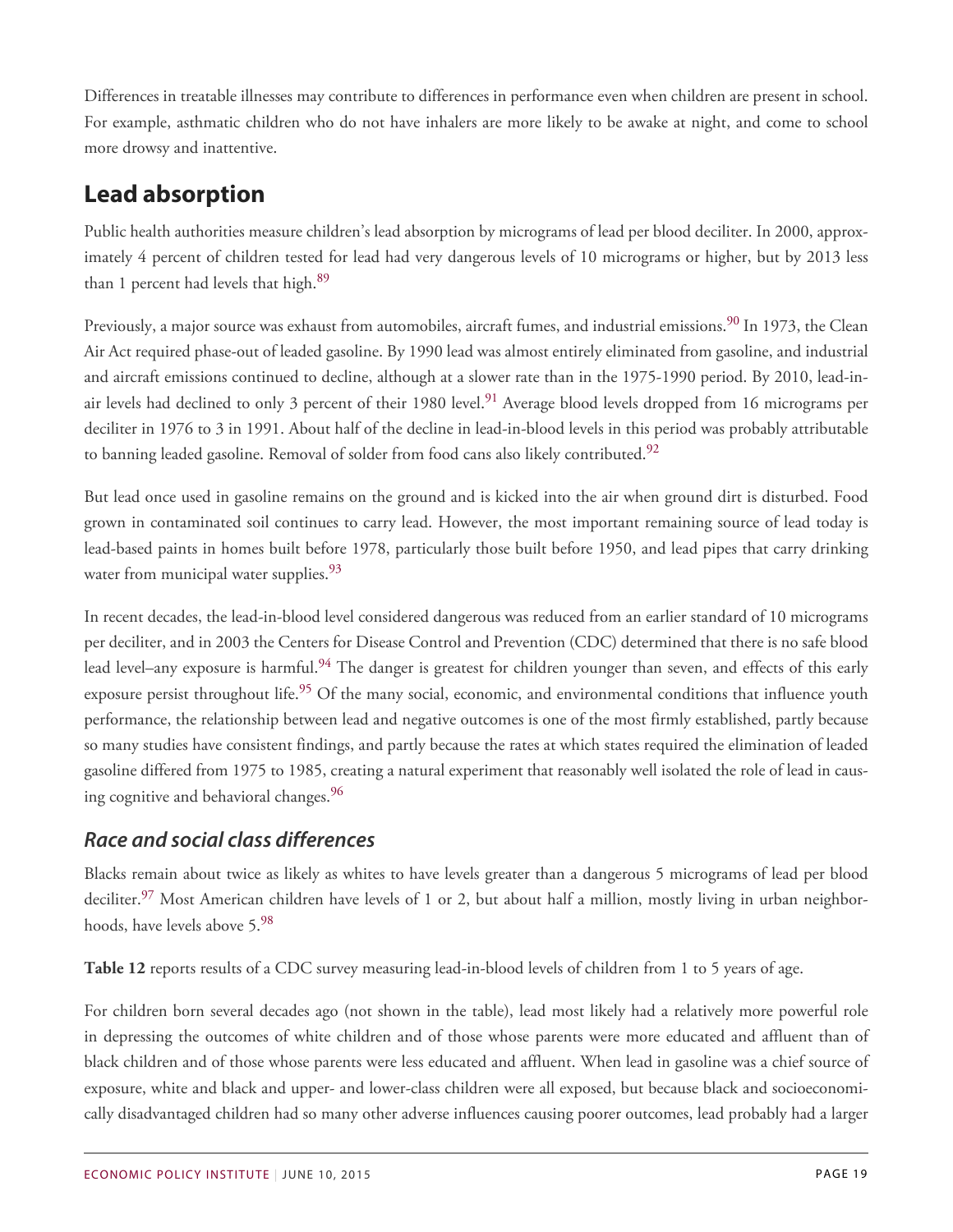Differences in treatable illnesses may contribute to differences in performance even when children are present in school. For example, asthmatic children who do not have inhalers are more likely to be awake at night, and come to school more drowsy and inattentive.

## Lead absorption

Public health authorities measure children's lead absorption by micrograms of lead per blood deciliter. In 2000, approximately 4 percent of children tested for lead had very dangerous levels of 10 micrograms or higher, but by 2013 less than 1 percent had levels that high.[89]

Previously, a major source was exhaust from automobiles, aircraft fumes, and industrial emissions.[90] In 1973, the Clean Air Act required phase-out of leaded gasoline. By 1990 lead was almost entirely eliminated from gasoline, and industrial and aircraft emissions continued to decline, although at a slower rate than in the 1975-1990 period. By 2010, lead-in-air levels had declined to only 3 percent of their 1980 level.[91] Average blood levels dropped from 16 micrograms per deciliter in 1976 to 3 in 1991. About half of the decline in lead-in-blood levels in this period was probably attributable to banning leaded gasoline. Removal of solder from food cans also likely contributed.[92]

But lead once used in gasoline remains on the ground and is kicked into the air when ground dirt is disturbed. Food grown in contaminated soil continues to carry lead. However, the most important remaining source of lead today is lead-based paints in homes built before 1978, particularly those built before 1950, and lead pipes that carry drinking water from municipal water supplies.[93]

In recent decades, the lead-in-blood level considered dangerous was reduced from an earlier standard of 10 micrograms per deciliter, and in 2003 the Centers for Disease Control and Prevention (CDC) determined that there is no safe blood lead level–any exposure is harmful.[94] The danger is greatest for children younger than seven, and effects of this early exposure persist throughout life.[95] Of the many social, economic, and environmental conditions that influence youth performance, the relationship between lead and negative outcomes is one of the most firmly established, partly because so many studies have consistent findings, and partly because the rates at which states required the elimination of leaded gasoline differed from 1975 to 1985, creating a natural experiment that reasonably well isolated the role of lead in causing cognitive and behavioral changes.[96]

### *Race and social class differences*

Blacks remain about twice as likely as whites to have levels greater than a dangerous 5 micrograms of lead per blood deciliter.[97] Most American children have levels of 1 or 2, but about half a million, mostly living in urban neighborhoods, have levels above 5.[98]

**Table 12** reports results of a CDC survey measuring lead-in-blood levels of children from 1 to 5 years of age.

For children born several decades ago (not shown in the table), lead most likely had a relatively more powerful role in depressing the outcomes of white children and of those whose parents were more educated and affluent than of black children and of those whose parents were less educated and affluent. When lead in gasoline was a chief source of exposure, white and black and upper- and lower-class children were all exposed, but because black and socioeconomically disadvantaged children had so many other adverse influences causing poorer outcomes, lead probably had a larger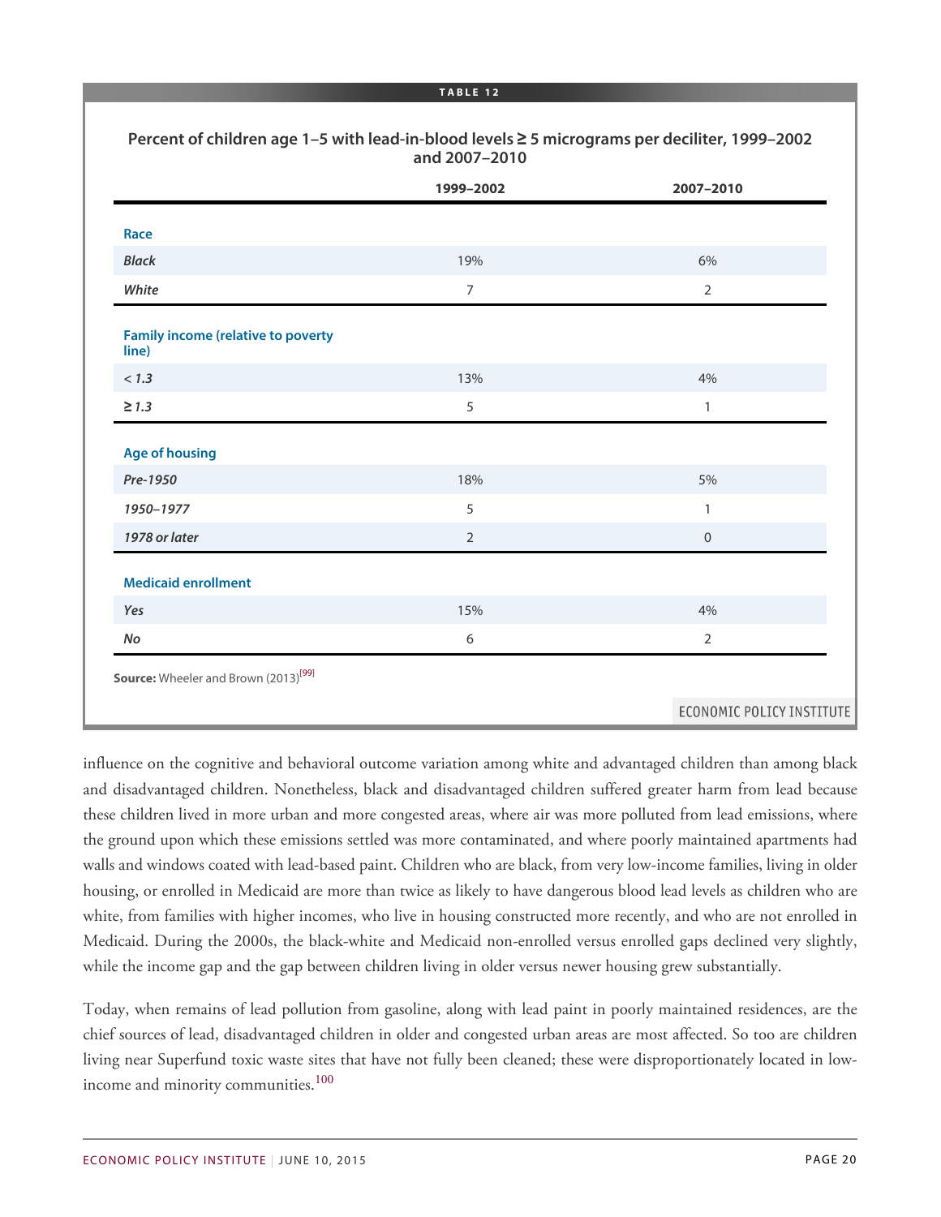**TABLE 12**

**Percent of children age 1–5 with lead-in-blood levels ≥ 5 micrograms per deciliter, 1999–2002 and 2007–2010**

| | 1999–2002 | 2007–2010 |
|---|---|---|
| **Race** | | |
| ***Black*** | 19% | 6% |
| ***White*** | 7 | 2 |
| **Family income (relative to poverty line)** | | |
| ***< 1.3*** | 13% | 4% |
| ***≥ 1.3*** | 5 | 1 |
| **Age of housing** | | |
| ***Pre-1950*** | 18% | 5% |
| ***1950–1977*** | 5 | 1 |
| ***1978 or later*** | 2 | 0 |
| **Medicaid enrollment** | | |
| ***Yes*** | 15% | 4% |
| ***No*** | 6 | 2 |

**Source:** Wheeler and Brown (2013)[99]

ECONOMIC POLICY INSTITUTE

influence on the cognitive and behavioral outcome variation among white and advantaged children than among black and disadvantaged children. Nonetheless, black and disadvantaged children suffered greater harm from lead because these children lived in more urban and more congested areas, where air was more polluted from lead emissions, where the ground upon which these emissions settled was more contaminated, and where poorly maintained apartments had walls and windows coated with lead-based paint. Children who are black, from very low-income families, living in older housing, or enrolled in Medicaid are more than twice as likely to have dangerous blood lead levels as children who are white, from families with higher incomes, who live in housing constructed more recently, and who are not enrolled in Medicaid. During the 2000s, the black-white and Medicaid non-enrolled versus enrolled gaps declined very slightly, while the income gap and the gap between children living in older versus newer housing grew substantially.

Today, when remains of lead pollution from gasoline, along with lead paint in poorly maintained residences, are the chief sources of lead, disadvantaged children in older and congested urban areas are most affected. So too are children living near Superfund toxic waste sites that have not fully been cleaned; these were disproportionately located in low-income and minority communities.[100]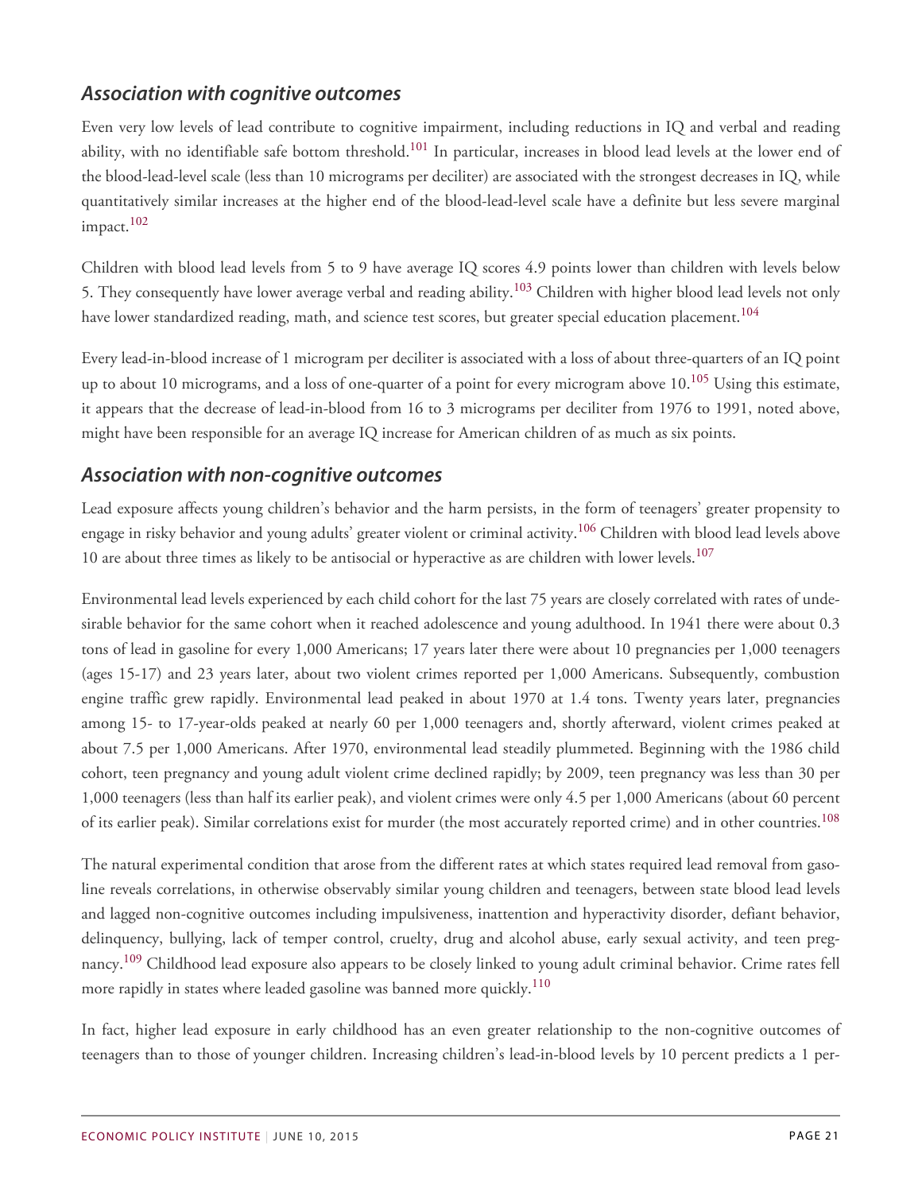### *Association with cognitive outcomes*

Even very low levels of lead contribute to cognitive impairment, including reductions in IQ and verbal and reading ability, with no identifiable safe bottom threshold.[101] In particular, increases in blood lead levels at the lower end of the blood-lead-level scale (less than 10 micrograms per deciliter) are associated with the strongest decreases in IQ, while quantitatively similar increases at the higher end of the blood-lead-level scale have a definite but less severe marginal impact.[102]

Children with blood lead levels from 5 to 9 have average IQ scores 4.9 points lower than children with levels below 5. They consequently have lower average verbal and reading ability.[103] Children with higher blood lead levels not only have lower standardized reading, math, and science test scores, but greater special education placement.[104]

Every lead-in-blood increase of 1 microgram per deciliter is associated with a loss of about three-quarters of an IQ point up to about 10 micrograms, and a loss of one-quarter of a point for every microgram above 10.[105] Using this estimate, it appears that the decrease of lead-in-blood from 16 to 3 micrograms per deciliter from 1976 to 1991, noted above, might have been responsible for an average IQ increase for American children of as much as six points.

### *Association with non-cognitive outcomes*

Lead exposure affects young children's behavior and the harm persists, in the form of teenagers' greater propensity to engage in risky behavior and young adults' greater violent or criminal activity.[106] Children with blood lead levels above 10 are about three times as likely to be antisocial or hyperactive as are children with lower levels.[107]

Environmental lead levels experienced by each child cohort for the last 75 years are closely correlated with rates of undesirable behavior for the same cohort when it reached adolescence and young adulthood. In 1941 there were about 0.3 tons of lead in gasoline for every 1,000 Americans; 17 years later there were about 10 pregnancies per 1,000 teenagers (ages 15-17) and 23 years later, about two violent crimes reported per 1,000 Americans. Subsequently, combustion engine traffic grew rapidly. Environmental lead peaked in about 1970 at 1.4 tons. Twenty years later, pregnancies among 15- to 17-year-olds peaked at nearly 60 per 1,000 teenagers and, shortly afterward, violent crimes peaked at about 7.5 per 1,000 Americans. After 1970, environmental lead steadily plummeted. Beginning with the 1986 child cohort, teen pregnancy and young adult violent crime declined rapidly; by 2009, teen pregnancy was less than 30 per 1,000 teenagers (less than half its earlier peak), and violent crimes were only 4.5 per 1,000 Americans (about 60 percent of its earlier peak). Similar correlations exist for murder (the most accurately reported crime) and in other countries.[108]

The natural experimental condition that arose from the different rates at which states required lead removal from gasoline reveals correlations, in otherwise observably similar young children and teenagers, between state blood lead levels and lagged non-cognitive outcomes including impulsiveness, inattention and hyperactivity disorder, defiant behavior, delinquency, bullying, lack of temper control, cruelty, drug and alcohol abuse, early sexual activity, and teen pregnancy.[109] Childhood lead exposure also appears to be closely linked to young adult criminal behavior. Crime rates fell more rapidly in states where leaded gasoline was banned more quickly.[110]

In fact, higher lead exposure in early childhood has an even greater relationship to the non-cognitive outcomes of teenagers than to those of younger children. Increasing children's lead-in-blood levels by 10 percent predicts a 1 per-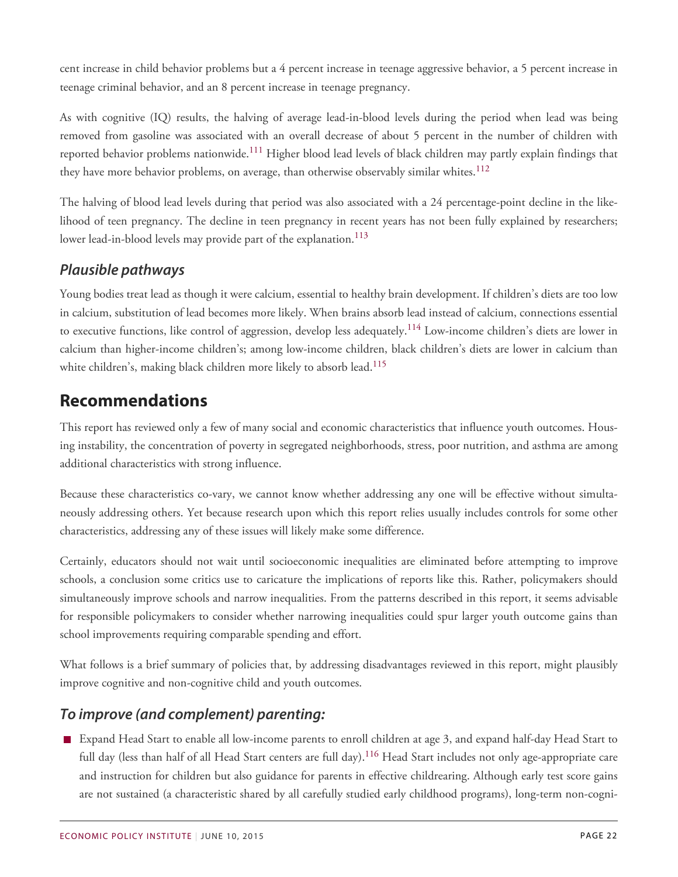cent increase in child behavior problems but a 4 percent increase in teenage aggressive behavior, a 5 percent increase in teenage criminal behavior, and an 8 percent increase in teenage pregnancy.

As with cognitive (IQ) results, the halving of average lead-in-blood levels during the period when lead was being removed from gasoline was associated with an overall decrease of about 5 percent in the number of children with reported behavior problems nationwide.[111] Higher blood lead levels of black children may partly explain findings that they have more behavior problems, on average, than otherwise observably similar whites.[112]

The halving of blood lead levels during that period was also associated with a 24 percentage-point decline in the likelihood of teen pregnancy. The decline in teen pregnancy in recent years has not been fully explained by researchers; lower lead-in-blood levels may provide part of the explanation.[113]

### *Plausible pathways*

Young bodies treat lead as though it were calcium, essential to healthy brain development. If children's diets are too low in calcium, substitution of lead becomes more likely. When brains absorb lead instead of calcium, connections essential to executive functions, like control of aggression, develop less adequately.[114] Low-income children's diets are lower in calcium than higher-income children's; among low-income children, black children's diets are lower in calcium than white children's, making black children more likely to absorb lead.[115]

## Recommendations

This report has reviewed only a few of many social and economic characteristics that influence youth outcomes. Housing instability, the concentration of poverty in segregated neighborhoods, stress, poor nutrition, and asthma are among additional characteristics with strong influence.

Because these characteristics co-vary, we cannot know whether addressing any one will be effective without simultaneously addressing others. Yet because research upon which this report relies usually includes controls for some other characteristics, addressing any of these issues will likely make some difference.

Certainly, educators should not wait until socioeconomic inequalities are eliminated before attempting to improve schools, a conclusion some critics use to caricature the implications of reports like this. Rather, policymakers should simultaneously improve schools and narrow inequalities. From the patterns described in this report, it seems advisable for responsible policymakers to consider whether narrowing inequalities could spur larger youth outcome gains than school improvements requiring comparable spending and effort.

What follows is a brief summary of policies that, by addressing disadvantages reviewed in this report, might plausibly improve cognitive and non-cognitive child and youth outcomes.

### *To improve (and complement) parenting:*

- Expand Head Start to enable all low-income parents to enroll children at age 3, and expand half-day Head Start to full day (less than half of all Head Start centers are full day).[116] Head Start includes not only age-appropriate care and instruction for children but also guidance for parents in effective childrearing. Although early test score gains are not sustained (a characteristic shared by all carefully studied early childhood programs), long-term non-cogni-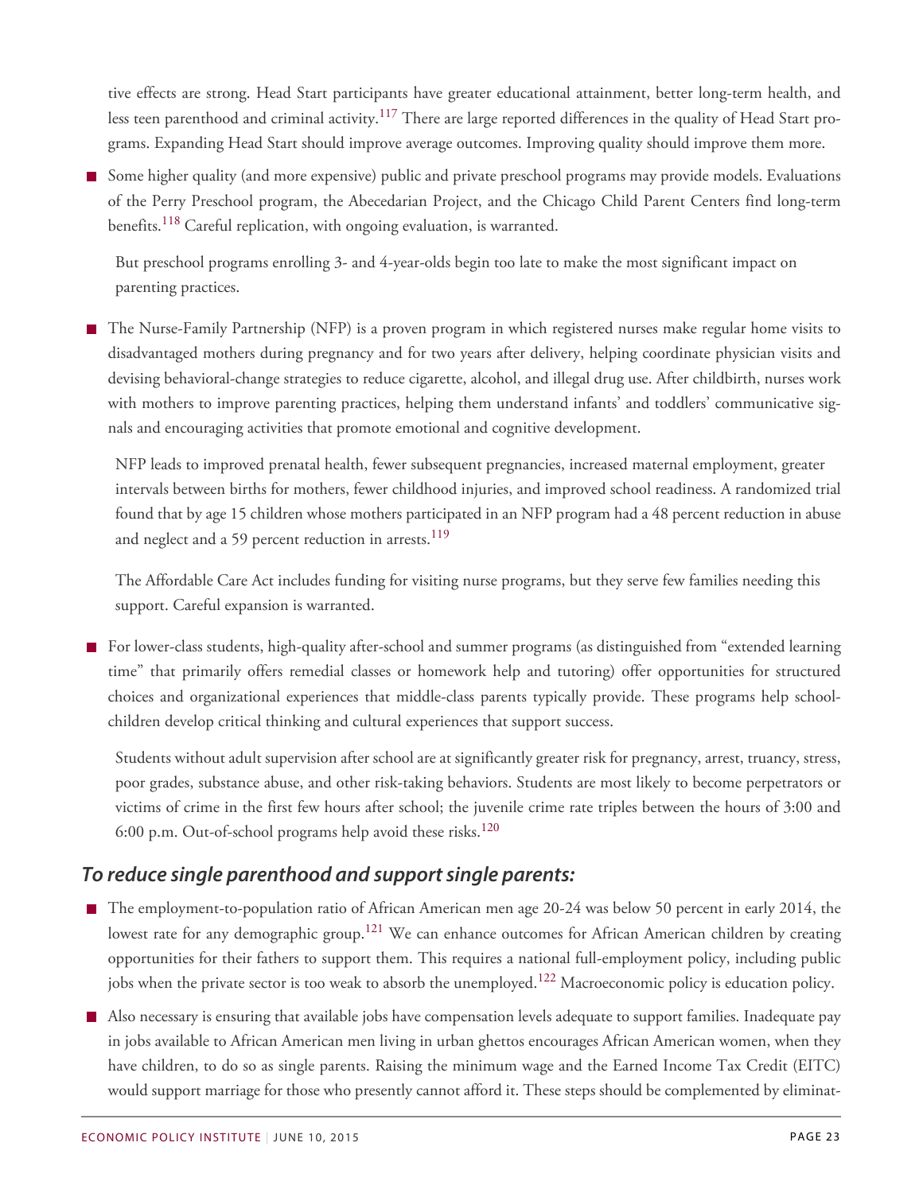tive effects are strong. Head Start participants have greater educational attainment, better long-term health, and less teen parenthood and criminal activity.[117] There are large reported differences in the quality of Head Start programs. Expanding Head Start should improve average outcomes. Improving quality should improve them more.

- Some higher quality (and more expensive) public and private preschool programs may provide models. Evaluations of the Perry Preschool program, the Abecedarian Project, and the Chicago Child Parent Centers find long-term benefits.[118] Careful replication, with ongoing evaluation, is warranted.

  But preschool programs enrolling 3- and 4-year-olds begin too late to make the most significant impact on parenting practices.

- The Nurse-Family Partnership (NFP) is a proven program in which registered nurses make regular home visits to disadvantaged mothers during pregnancy and for two years after delivery, helping coordinate physician visits and devising behavioral-change strategies to reduce cigarette, alcohol, and illegal drug use. After childbirth, nurses work with mothers to improve parenting practices, helping them understand infants' and toddlers' communicative signals and encouraging activities that promote emotional and cognitive development.

  NFP leads to improved prenatal health, fewer subsequent pregnancies, increased maternal employment, greater intervals between births for mothers, fewer childhood injuries, and improved school readiness. A randomized trial found that by age 15 children whose mothers participated in an NFP program had a 48 percent reduction in abuse and neglect and a 59 percent reduction in arrests.[119]

  The Affordable Care Act includes funding for visiting nurse programs, but they serve few families needing this support. Careful expansion is warranted.

- For lower-class students, high-quality after-school and summer programs (as distinguished from "extended learning time" that primarily offers remedial classes or homework help and tutoring) offer opportunities for structured choices and organizational experiences that middle-class parents typically provide. These programs help schoolchildren develop critical thinking and cultural experiences that support success.

  Students without adult supervision after school are at significantly greater risk for pregnancy, arrest, truancy, stress, poor grades, substance abuse, and other risk-taking behaviors. Students are most likely to become perpetrators or victims of crime in the first few hours after school; the juvenile crime rate triples between the hours of 3:00 and 6:00 p.m. Out-of-school programs help avoid these risks.[120]

### *To reduce single parenthood and support single parents:*

- The employment-to-population ratio of African American men age 20-24 was below 50 percent in early 2014, the lowest rate for any demographic group.[121] We can enhance outcomes for African American children by creating opportunities for their fathers to support them. This requires a national full-employment policy, including public jobs when the private sector is too weak to absorb the unemployed.[122] Macroeconomic policy is education policy.

- Also necessary is ensuring that available jobs have compensation levels adequate to support families. Inadequate pay in jobs available to African American men living in urban ghettos encourages African American women, when they have children, to do so as single parents. Raising the minimum wage and the Earned Income Tax Credit (EITC) would support marriage for those who presently cannot afford it. These steps should be complemented by eliminat-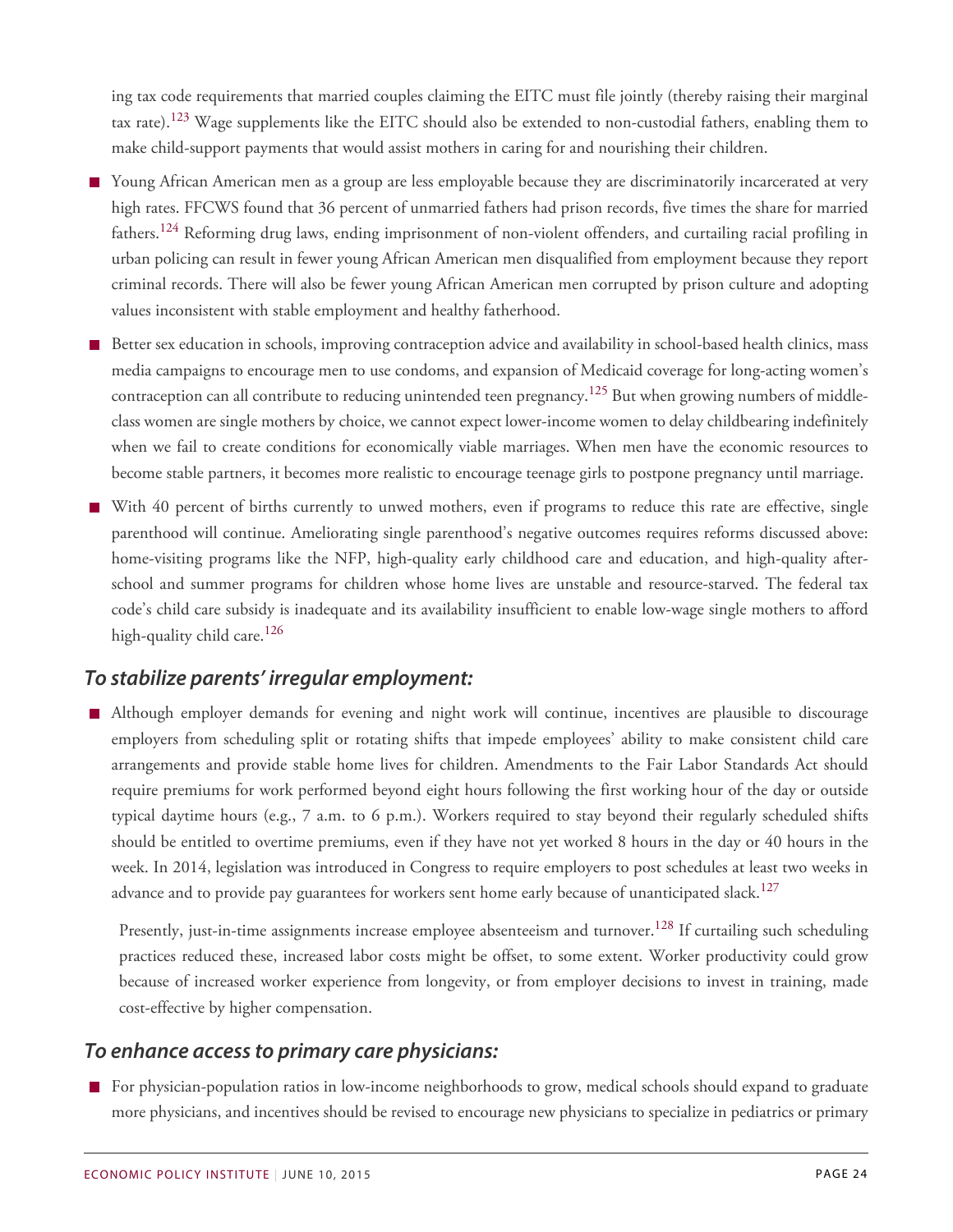ing tax code requirements that married couples claiming the EITC must file jointly (thereby raising their marginal tax rate).[123] Wage supplements like the EITC should also be extended to non-custodial fathers, enabling them to make child-support payments that would assist mothers in caring for and nourishing their children.

- Young African American men as a group are less employable because they are discriminatorily incarcerated at very high rates. FFCWS found that 36 percent of unmarried fathers had prison records, five times the share for married fathers.[124] Reforming drug laws, ending imprisonment of non-violent offenders, and curtailing racial profiling in urban policing can result in fewer young African American men disqualified from employment because they report criminal records. There will also be fewer young African American men corrupted by prison culture and adopting values inconsistent with stable employment and healthy fatherhood.
- Better sex education in schools, improving contraception advice and availability in school-based health clinics, mass media campaigns to encourage men to use condoms, and expansion of Medicaid coverage for long-acting women's contraception can all contribute to reducing unintended teen pregnancy.[125] But when growing numbers of middle-class women are single mothers by choice, we cannot expect lower-income women to delay childbearing indefinitely when we fail to create conditions for economically viable marriages. When men have the economic resources to become stable partners, it becomes more realistic to encourage teenage girls to postpone pregnancy until marriage.
- With 40 percent of births currently to unwed mothers, even if programs to reduce this rate are effective, single parenthood will continue. Ameliorating single parenthood's negative outcomes requires reforms discussed above: home-visiting programs like the NFP, high-quality early childhood care and education, and high-quality after-school and summer programs for children whose home lives are unstable and resource-starved. The federal tax code's child care subsidy is inadequate and its availability insufficient to enable low-wage single mothers to afford high-quality child care.[126]

### *To stabilize parents' irregular employment:*

- Although employer demands for evening and night work will continue, incentives are plausible to discourage employers from scheduling split or rotating shifts that impede employees' ability to make consistent child care arrangements and provide stable home lives for children. Amendments to the Fair Labor Standards Act should require premiums for work performed beyond eight hours following the first working hour of the day or outside typical daytime hours (e.g., 7 a.m. to 6 p.m.). Workers required to stay beyond their regularly scheduled shifts should be entitled to overtime premiums, even if they have not yet worked 8 hours in the day or 40 hours in the week. In 2014, legislation was introduced in Congress to require employers to post schedules at least two weeks in advance and to provide pay guarantees for workers sent home early because of unanticipated slack.[127]

  Presently, just-in-time assignments increase employee absenteeism and turnover.[128] If curtailing such scheduling practices reduced these, increased labor costs might be offset, to some extent. Worker productivity could grow because of increased worker experience from longevity, or from employer decisions to invest in training, made cost-effective by higher compensation.

### *To enhance access to primary care physicians:*

- For physician-population ratios in low-income neighborhoods to grow, medical schools should expand to graduate more physicians, and incentives should be revised to encourage new physicians to specialize in pediatrics or primary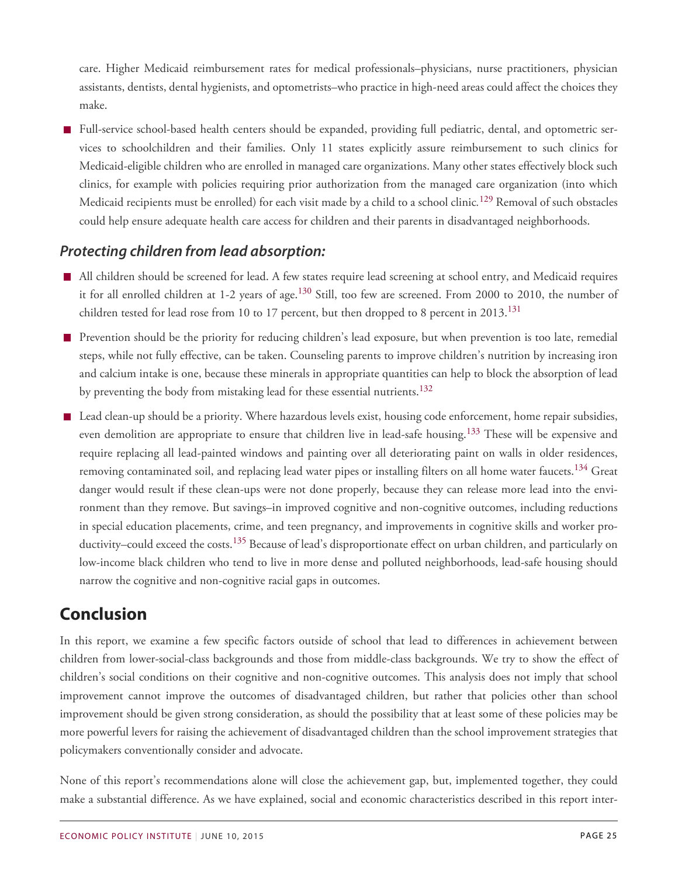care. Higher Medicaid reimbursement rates for medical professionals–physicians, nurse practitioners, physician assistants, dentists, dental hygienists, and optometrists–who practice in high-need areas could affect the choices they make.

- Full-service school-based health centers should be expanded, providing full pediatric, dental, and optometric services to schoolchildren and their families. Only 11 states explicitly assure reimbursement to such clinics for Medicaid-eligible children who are enrolled in managed care organizations. Many other states effectively block such clinics, for example with policies requiring prior authorization from the managed care organization (into which Medicaid recipients must be enrolled) for each visit made by a child to a school clinic.[129] Removal of such obstacles could help ensure adequate health care access for children and their parents in disadvantaged neighborhoods.

### *Protecting children from lead absorption:*

- All children should be screened for lead. A few states require lead screening at school entry, and Medicaid requires it for all enrolled children at 1-2 years of age.[130] Still, too few are screened. From 2000 to 2010, the number of children tested for lead rose from 10 to 17 percent, but then dropped to 8 percent in 2013.[131]

- Prevention should be the priority for reducing children's lead exposure, but when prevention is too late, remedial steps, while not fully effective, can be taken. Counseling parents to improve children's nutrition by increasing iron and calcium intake is one, because these minerals in appropriate quantities can help to block the absorption of lead by preventing the body from mistaking lead for these essential nutrients.[132]

- Lead clean-up should be a priority. Where hazardous levels exist, housing code enforcement, home repair subsidies, even demolition are appropriate to ensure that children live in lead-safe housing.[133] These will be expensive and require replacing all lead-painted windows and painting over all deteriorating paint on walls in older residences, removing contaminated soil, and replacing lead water pipes or installing filters on all home water faucets.[134] Great danger would result if these clean-ups were not done properly, because they can release more lead into the environment than they remove. But savings–in improved cognitive and non-cognitive outcomes, including reductions in special education placements, crime, and teen pregnancy, and improvements in cognitive skills and worker productivity–could exceed the costs.[135] Because of lead's disproportionate effect on urban children, and particularly on low-income black children who tend to live in more dense and polluted neighborhoods, lead-safe housing should narrow the cognitive and non-cognitive racial gaps in outcomes.

## Conclusion

In this report, we examine a few specific factors outside of school that lead to differences in achievement between children from lower-social-class backgrounds and those from middle-class backgrounds. We try to show the effect of children's social conditions on their cognitive and non-cognitive outcomes. This analysis does not imply that school improvement cannot improve the outcomes of disadvantaged children, but rather that policies other than school improvement should be given strong consideration, as should the possibility that at least some of these policies may be more powerful levers for raising the achievement of disadvantaged children than the school improvement strategies that policymakers conventionally consider and advocate.

None of this report's recommendations alone will close the achievement gap, but, implemented together, they could make a substantial difference. As we have explained, social and economic characteristics described in this report inter-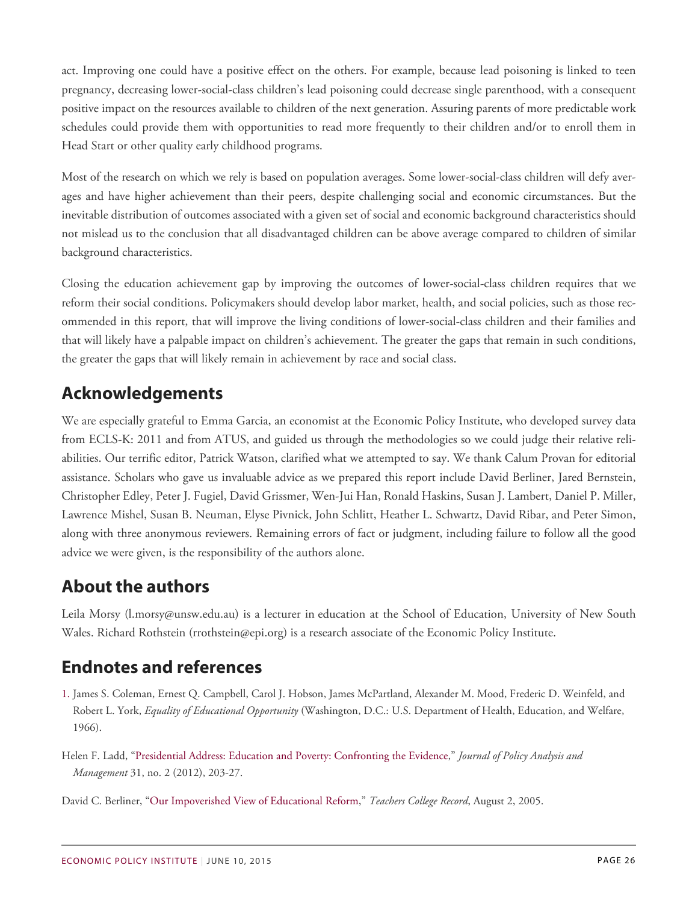act. Improving one could have a positive effect on the others. For example, because lead poisoning is linked to teen pregnancy, decreasing lower-social-class children's lead poisoning could decrease single parenthood, with a consequent positive impact on the resources available to children of the next generation. Assuring parents of more predictable work schedules could provide them with opportunities to read more frequently to their children and/or to enroll them in Head Start or other quality early childhood programs.

Most of the research on which we rely is based on population averages. Some lower-social-class children will defy averages and have higher achievement than their peers, despite challenging social and economic circumstances. But the inevitable distribution of outcomes associated with a given set of social and economic background characteristics should not mislead us to the conclusion that all disadvantaged children can be above average compared to children of similar background characteristics.

Closing the education achievement gap by improving the outcomes of lower-social-class children requires that we reform their social conditions. Policymakers should develop labor market, health, and social policies, such as those recommended in this report, that will improve the living conditions of lower-social-class children and their families and that will likely have a palpable impact on children's achievement. The greater the gaps that remain in such conditions, the greater the gaps that will likely remain in achievement by race and social class.

## Acknowledgements

We are especially grateful to Emma Garcia, an economist at the Economic Policy Institute, who developed survey data from ECLS-K: 2011 and from ATUS, and guided us through the methodologies so we could judge their relative reliabilities. Our terrific editor, Patrick Watson, clarified what we attempted to say. We thank Calum Provan for editorial assistance. Scholars who gave us invaluable advice as we prepared this report include David Berliner, Jared Bernstein, Christopher Edley, Peter J. Fugiel, David Grissmer, Wen-Jui Han, Ronald Haskins, Susan J. Lambert, Daniel P. Miller, Lawrence Mishel, Susan B. Neuman, Elyse Pivnick, John Schlitt, Heather L. Schwartz, David Ribar, and Peter Simon, along with three anonymous reviewers. Remaining errors of fact or judgment, including failure to follow all the good advice we were given, is the responsibility of the authors alone.

## About the authors

Leila Morsy (l.morsy@unsw.edu.au) is a lecturer in education at the School of Education, University of New South Wales. Richard Rothstein (rrothstein@epi.org) is a research associate of the Economic Policy Institute.

## Endnotes and references

1. James S. Coleman, Ernest Q. Campbell, Carol J. Hobson, James McPartland, Alexander M. Mood, Frederic D. Weinfeld, and Robert L. York, *Equality of Educational Opportunity* (Washington, D.C.: U.S. Department of Health, Education, and Welfare, 1966).

Helen F. Ladd, "Presidential Address: Education and Poverty: Confronting the Evidence," *Journal of Policy Analysis and Management* 31, no. 2 (2012), 203-27.

David C. Berliner, "Our Impoverished View of Educational Reform," *Teachers College Record*, August 2, 2005.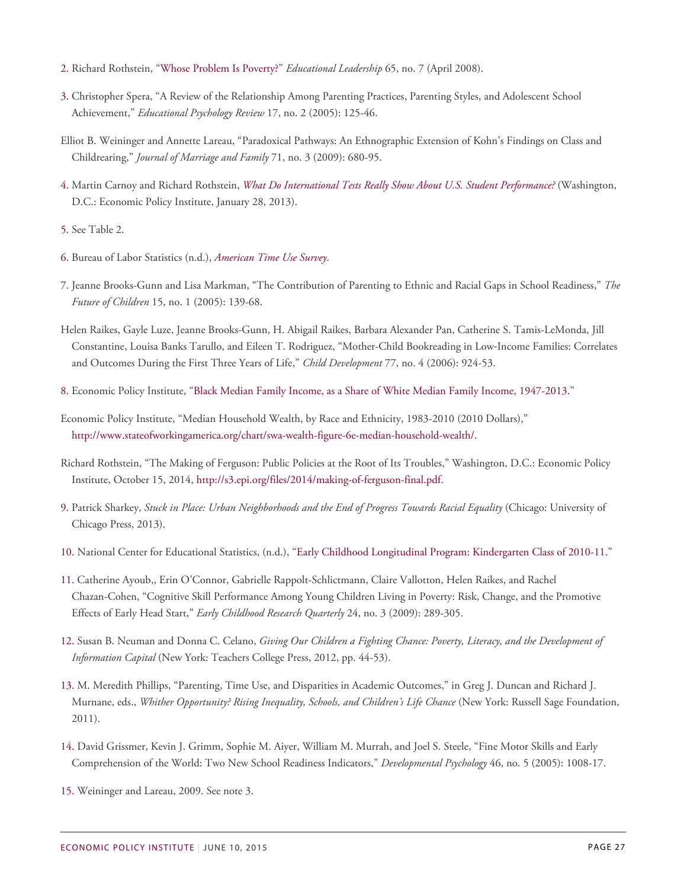2. Richard Rothstein, "Whose Problem Is Poverty?" *Educational Leadership* 65, no. 7 (April 2008).

3. Christopher Spera, "A Review of the Relationship Among Parenting Practices, Parenting Styles, and Adolescent School Achievement," *Educational Psychology Review* 17, no. 2 (2005): 125-46.

Elliot B. Weininger and Annette Lareau, "Paradoxical Pathways: An Ethnographic Extension of Kohn's Findings on Class and Childrearing," *Journal of Marriage and Family* 71, no. 3 (2009): 680-95.

4. Martin Carnoy and Richard Rothstein, *What Do International Tests Really Show About U.S. Student Performance?* (Washington, D.C.: Economic Policy Institute, January 28, 2013).

5. See Table 2.

6. Bureau of Labor Statistics (n.d.), *American Time Use Survey*.

7. Jeanne Brooks-Gunn and Lisa Markman, "The Contribution of Parenting to Ethnic and Racial Gaps in School Readiness," *The Future of Children* 15, no. 1 (2005): 139-68.

Helen Raikes, Gayle Luze, Jeanne Brooks-Gunn, H. Abigail Raikes, Barbara Alexander Pan, Catherine S. Tamis-LeMonda, Jill Constantine, Louisa Banks Tarullo, and Eileen T. Rodriguez, "Mother-Child Bookreading in Low-Income Families: Correlates and Outcomes During the First Three Years of Life," *Child Development* 77, no. 4 (2006): 924-53.

8. Economic Policy Institute, "Black Median Family Income, as a Share of White Median Family Income, 1947-2013."

Economic Policy Institute, "Median Household Wealth, by Race and Ethnicity, 1983-2010 (2010 Dollars)," http://www.stateofworkingamerica.org/chart/swa-wealth-figure-6e-median-household-wealth/.

Richard Rothstein, "The Making of Ferguson: Public Policies at the Root of Its Troubles," Washington, D.C.: Economic Policy Institute, October 15, 2014, http://s3.epi.org/files/2014/making-of-ferguson-final.pdf.

9. Patrick Sharkey, *Stuck in Place: Urban Neighborhoods and the End of Progress Towards Racial Equality* (Chicago: University of Chicago Press, 2013).

10. National Center for Educational Statistics, (n.d.), "Early Childhood Longitudinal Program: Kindergarten Class of 2010-11."

11. Catherine Ayoub,, Erin O'Connor, Gabrielle Rappolt-Schlictmann, Claire Vallotton, Helen Raikes, and Rachel Chazan-Cohen, "Cognitive Skill Performance Among Young Children Living in Poverty: Risk, Change, and the Promotive Effects of Early Head Start," *Early Childhood Research Quarterly* 24, no. 3 (2009): 289-305.

12. Susan B. Neuman and Donna C. Celano, *Giving Our Children a Fighting Chance: Poverty, Literacy, and the Development of Information Capital* (New York: Teachers College Press, 2012, pp. 44-53).

13. M. Meredith Phillips, "Parenting, Time Use, and Disparities in Academic Outcomes," in Greg J. Duncan and Richard J. Murnane, eds., *Whither Opportunity? Rising Inequality, Schools, and Children's Life Chance* (New York: Russell Sage Foundation, 2011).

14. David Grissmer, Kevin J. Grimm, Sophie M. Aiyer, William M. Murrah, and Joel S. Steele, "Fine Motor Skills and Early Comprehension of the World: Two New School Readiness Indicators," *Developmental Psychology* 46, no. 5 (2005): 1008-17.

15. Weininger and Lareau, 2009. See note 3.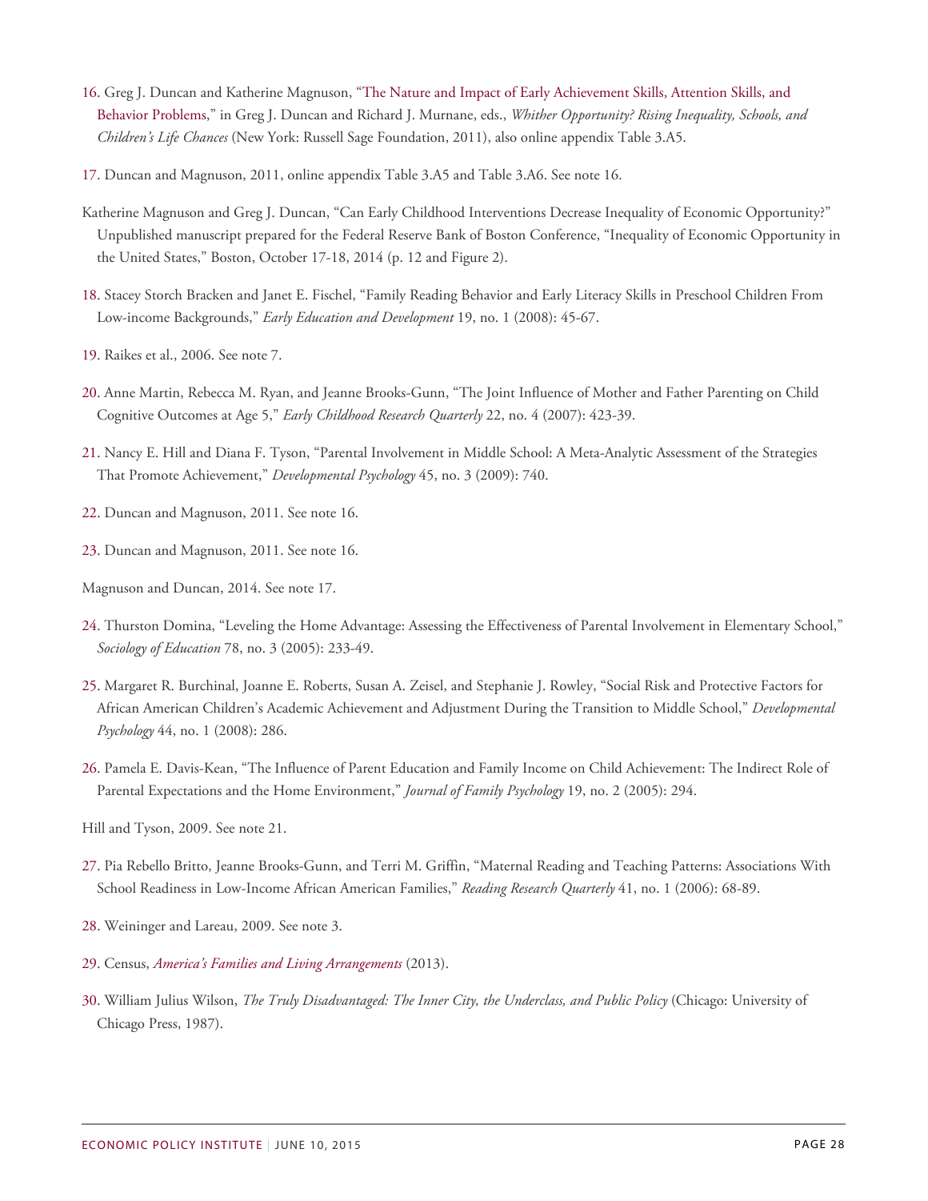16. Greg J. Duncan and Katherine Magnuson, "The Nature and Impact of Early Achievement Skills, Attention Skills, and Behavior Problems," in Greg J. Duncan and Richard J. Murnane, eds., *Whither Opportunity? Rising Inequality, Schools, and Children's Life Chances* (New York: Russell Sage Foundation, 2011), also online appendix Table 3.A5.

17. Duncan and Magnuson, 2011, online appendix Table 3.A5 and Table 3.A6. See note 16.

Katherine Magnuson and Greg J. Duncan, "Can Early Childhood Interventions Decrease Inequality of Economic Opportunity?" Unpublished manuscript prepared for the Federal Reserve Bank of Boston Conference, "Inequality of Economic Opportunity in the United States," Boston, October 17-18, 2014 (p. 12 and Figure 2).

18. Stacey Storch Bracken and Janet E. Fischel, "Family Reading Behavior and Early Literacy Skills in Preschool Children From Low-income Backgrounds," *Early Education and Development* 19, no. 1 (2008): 45-67.

19. Raikes et al., 2006. See note 7.

20. Anne Martin, Rebecca M. Ryan, and Jeanne Brooks-Gunn, "The Joint Influence of Mother and Father Parenting on Child Cognitive Outcomes at Age 5," *Early Childhood Research Quarterly* 22, no. 4 (2007): 423-39.

21. Nancy E. Hill and Diana F. Tyson, "Parental Involvement in Middle School: A Meta-Analytic Assessment of the Strategies That Promote Achievement," *Developmental Psychology* 45, no. 3 (2009): 740.

22. Duncan and Magnuson, 2011. See note 16.

23. Duncan and Magnuson, 2011. See note 16.

Magnuson and Duncan, 2014. See note 17.

24. Thurston Domina, "Leveling the Home Advantage: Assessing the Effectiveness of Parental Involvement in Elementary School," *Sociology of Education* 78, no. 3 (2005): 233-49.

25. Margaret R. Burchinal, Joanne E. Roberts, Susan A. Zeisel, and Stephanie J. Rowley, "Social Risk and Protective Factors for African American Children's Academic Achievement and Adjustment During the Transition to Middle School," *Developmental Psychology* 44, no. 1 (2008): 286.

26. Pamela E. Davis-Kean, "The Influence of Parent Education and Family Income on Child Achievement: The Indirect Role of Parental Expectations and the Home Environment," *Journal of Family Psychology* 19, no. 2 (2005): 294.

Hill and Tyson, 2009. See note 21.

27. Pia Rebello Britto, Jeanne Brooks-Gunn, and Terri M. Griffin, "Maternal Reading and Teaching Patterns: Associations With School Readiness in Low-Income African American Families," *Reading Research Quarterly* 41, no. 1 (2006): 68-89.

28. Weininger and Lareau, 2009. See note 3.

29. Census, *America's Families and Living Arrangements* (2013).

30. William Julius Wilson, *The Truly Disadvantaged: The Inner City, the Underclass, and Public Policy* (Chicago: University of Chicago Press, 1987).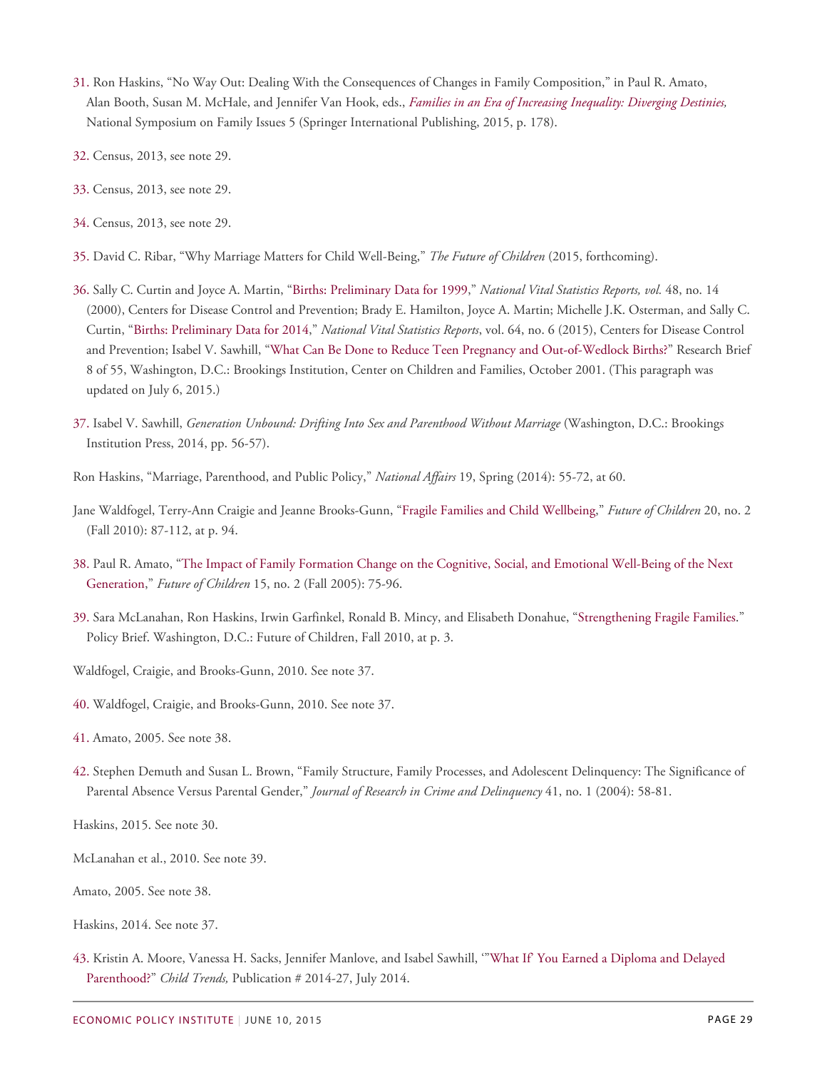31. Ron Haskins, "No Way Out: Dealing With the Consequences of Changes in Family Composition," in Paul R. Amato, Alan Booth, Susan M. McHale, and Jennifer Van Hook, eds., *Families in an Era of Increasing Inequality: Diverging Destinies,* National Symposium on Family Issues 5 (Springer International Publishing, 2015, p. 178).

32. Census, 2013, see note 29.

33. Census, 2013, see note 29.

34. Census, 2013, see note 29.

35. David C. Ribar, "Why Marriage Matters for Child Well-Being," *The Future of Children* (2015, forthcoming).

36. Sally C. Curtin and Joyce A. Martin, "Births: Preliminary Data for 1999," *National Vital Statistics Reports, vol.* 48, no. 14 (2000), Centers for Disease Control and Prevention; Brady E. Hamilton, Joyce A. Martin; Michelle J.K. Osterman, and Sally C. Curtin, "Births: Preliminary Data for 2014," *National Vital Statistics Reports*, vol. 64, no. 6 (2015), Centers for Disease Control and Prevention; Isabel V. Sawhill, "What Can Be Done to Reduce Teen Pregnancy and Out-of-Wedlock Births?" Research Brief 8 of 55, Washington, D.C.: Brookings Institution, Center on Children and Families, October 2001. (This paragraph was updated on July 6, 2015.)

37. Isabel V. Sawhill, *Generation Unbound: Drifting Into Sex and Parenthood Without Marriage* (Washington, D.C.: Brookings Institution Press, 2014, pp. 56-57).

Ron Haskins, "Marriage, Parenthood, and Public Policy," *National Affairs* 19, Spring (2014): 55-72, at 60.

Jane Waldfogel, Terry-Ann Craigie and Jeanne Brooks-Gunn, "Fragile Families and Child Wellbeing," *Future of Children* 20, no. 2 (Fall 2010): 87-112, at p. 94.

38. Paul R. Amato, "The Impact of Family Formation Change on the Cognitive, Social, and Emotional Well-Being of the Next Generation," *Future of Children* 15, no. 2 (Fall 2005): 75-96.

39. Sara McLanahan, Ron Haskins, Irwin Garfinkel, Ronald B. Mincy, and Elisabeth Donahue, "Strengthening Fragile Families." Policy Brief. Washington, D.C.: Future of Children, Fall 2010, at p. 3.

Waldfogel, Craigie, and Brooks-Gunn, 2010. See note 37.

40. Waldfogel, Craigie, and Brooks-Gunn, 2010. See note 37.

41. Amato, 2005. See note 38.

42. Stephen Demuth and Susan L. Brown, "Family Structure, Family Processes, and Adolescent Delinquency: The Significance of Parental Absence Versus Parental Gender," *Journal of Research in Crime and Delinquency* 41, no. 1 (2004): 58-81.

Haskins, 2015. See note 30.

McLanahan et al., 2010. See note 39.

Amato, 2005. See note 38.

Haskins, 2014. See note 37.

43. Kristin A. Moore, Vanessa H. Sacks, Jennifer Manlove, and Isabel Sawhill, '"What If' You Earned a Diploma and Delayed Parenthood?" *Child Trends,* Publication # 2014-27, July 2014.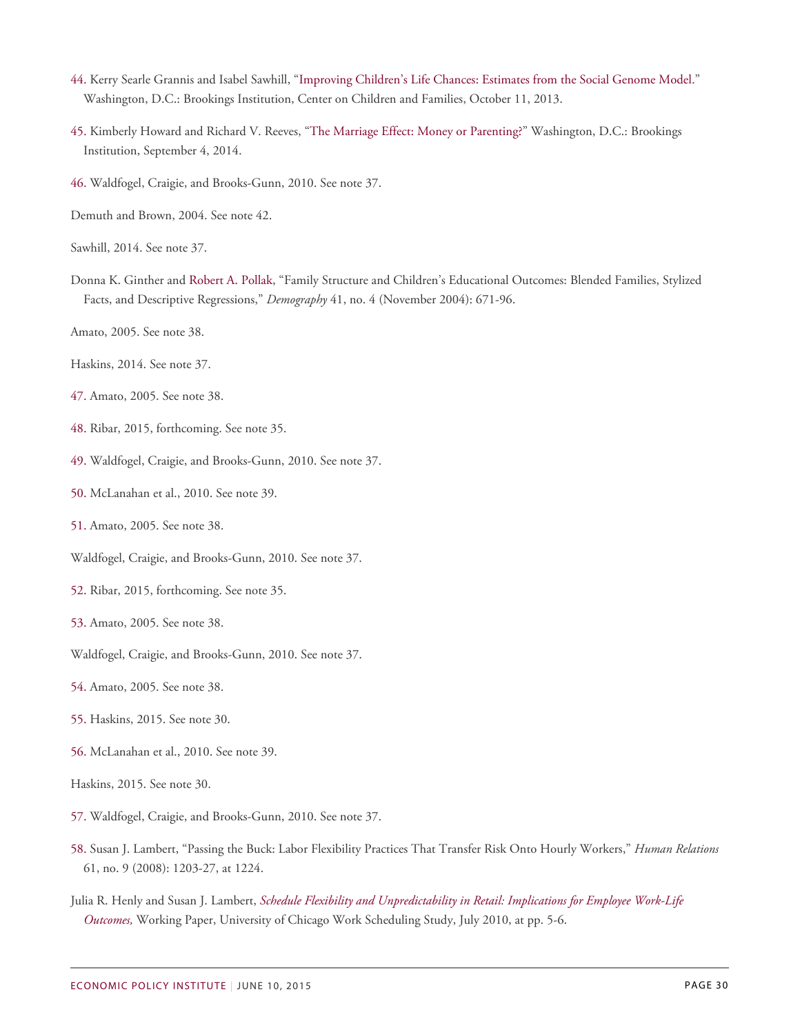44. Kerry Searle Grannis and Isabel Sawhill, "Improving Children's Life Chances: Estimates from the Social Genome Model." Washington, D.C.: Brookings Institution, Center on Children and Families, October 11, 2013.

45. Kimberly Howard and Richard V. Reeves, "The Marriage Effect: Money or Parenting?" Washington, D.C.: Brookings Institution, September 4, 2014.

46. Waldfogel, Craigie, and Brooks-Gunn, 2010. See note 37.

Demuth and Brown, 2004. See note 42.

Sawhill, 2014. See note 37.

Donna K. Ginther and Robert A. Pollak, "Family Structure and Children's Educational Outcomes: Blended Families, Stylized Facts, and Descriptive Regressions," *Demography* 41, no. 4 (November 2004): 671-96.

Amato, 2005. See note 38.

Haskins, 2014. See note 37.

47. Amato, 2005. See note 38.

48. Ribar, 2015, forthcoming. See note 35.

49. Waldfogel, Craigie, and Brooks-Gunn, 2010. See note 37.

50. McLanahan et al., 2010. See note 39.

51. Amato, 2005. See note 38.

Waldfogel, Craigie, and Brooks-Gunn, 2010. See note 37.

52. Ribar, 2015, forthcoming. See note 35.

53. Amato, 2005. See note 38.

Waldfogel, Craigie, and Brooks-Gunn, 2010. See note 37.

54. Amato, 2005. See note 38.

55. Haskins, 2015. See note 30.

56. McLanahan et al., 2010. See note 39.

Haskins, 2015. See note 30.

57. Waldfogel, Craigie, and Brooks-Gunn, 2010. See note 37.

58. Susan J. Lambert, "Passing the Buck: Labor Flexibility Practices That Transfer Risk Onto Hourly Workers," *Human Relations* 61, no. 9 (2008): 1203-27, at 1224.

Julia R. Henly and Susan J. Lambert, *Schedule Flexibility and Unpredictability in Retail: Implications for Employee Work-Life Outcomes,* Working Paper, University of Chicago Work Scheduling Study, July 2010, at pp. 5-6.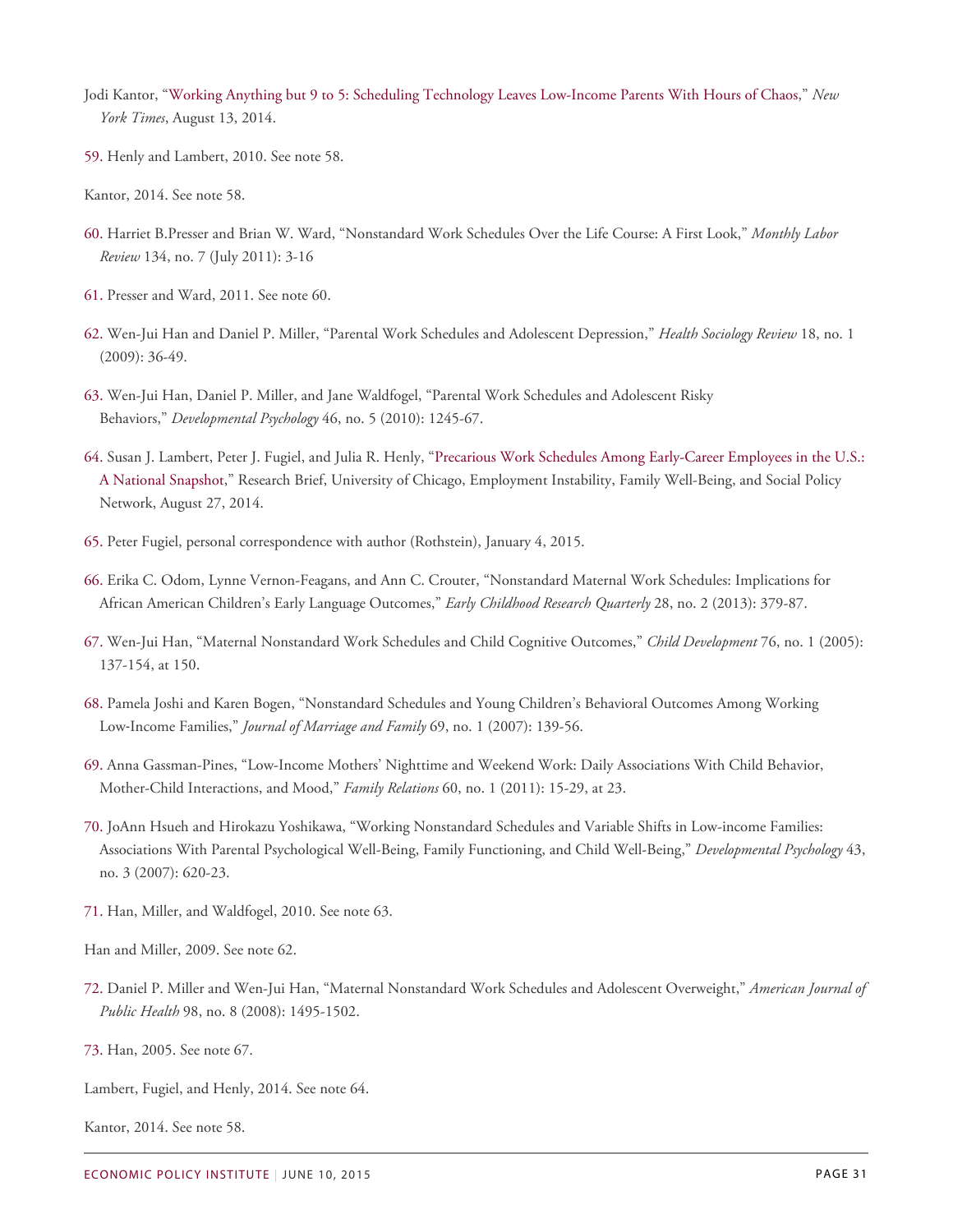Jodi Kantor, "Working Anything but 9 to 5: Scheduling Technology Leaves Low-Income Parents With Hours of Chaos," *New York Times*, August 13, 2014.

59. Henly and Lambert, 2010. See note 58.

Kantor, 2014. See note 58.

60. Harriet B.Presser and Brian W. Ward, "Nonstandard Work Schedules Over the Life Course: A First Look," *Monthly Labor Review* 134, no. 7 (July 2011): 3-16

61. Presser and Ward, 2011. See note 60.

62. Wen-Jui Han and Daniel P. Miller, "Parental Work Schedules and Adolescent Depression," *Health Sociology Review* 18, no. 1 (2009): 36-49.

63. Wen-Jui Han, Daniel P. Miller, and Jane Waldfogel, "Parental Work Schedules and Adolescent Risky Behaviors," *Developmental Psychology* 46, no. 5 (2010): 1245-67.

64. Susan J. Lambert, Peter J. Fugiel, and Julia R. Henly, "Precarious Work Schedules Among Early-Career Employees in the U.S.: A National Snapshot," Research Brief, University of Chicago, Employment Instability, Family Well-Being, and Social Policy Network, August 27, 2014.

65. Peter Fugiel, personal correspondence with author (Rothstein), January 4, 2015.

66. Erika C. Odom, Lynne Vernon-Feagans, and Ann C. Crouter, "Nonstandard Maternal Work Schedules: Implications for African American Children's Early Language Outcomes," *Early Childhood Research Quarterly* 28, no. 2 (2013): 379-87.

67. Wen-Jui Han, "Maternal Nonstandard Work Schedules and Child Cognitive Outcomes," *Child Development* 76, no. 1 (2005): 137-154, at 150.

68. Pamela Joshi and Karen Bogen, "Nonstandard Schedules and Young Children's Behavioral Outcomes Among Working Low-Income Families," *Journal of Marriage and Family* 69, no. 1 (2007): 139-56.

69. Anna Gassman-Pines, "Low-Income Mothers' Nighttime and Weekend Work: Daily Associations With Child Behavior, Mother-Child Interactions, and Mood," *Family Relations* 60, no. 1 (2011): 15-29, at 23.

70. JoAnn Hsueh and Hirokazu Yoshikawa, "Working Nonstandard Schedules and Variable Shifts in Low-income Families: Associations With Parental Psychological Well-Being, Family Functioning, and Child Well-Being," *Developmental Psychology* 43, no. 3 (2007): 620-23.

71. Han, Miller, and Waldfogel, 2010. See note 63.

Han and Miller, 2009. See note 62.

72. Daniel P. Miller and Wen-Jui Han, "Maternal Nonstandard Work Schedules and Adolescent Overweight," *American Journal of Public Health* 98, no. 8 (2008): 1495-1502.

73. Han, 2005. See note 67.

Lambert, Fugiel, and Henly, 2014. See note 64.

Kantor, 2014. See note 58.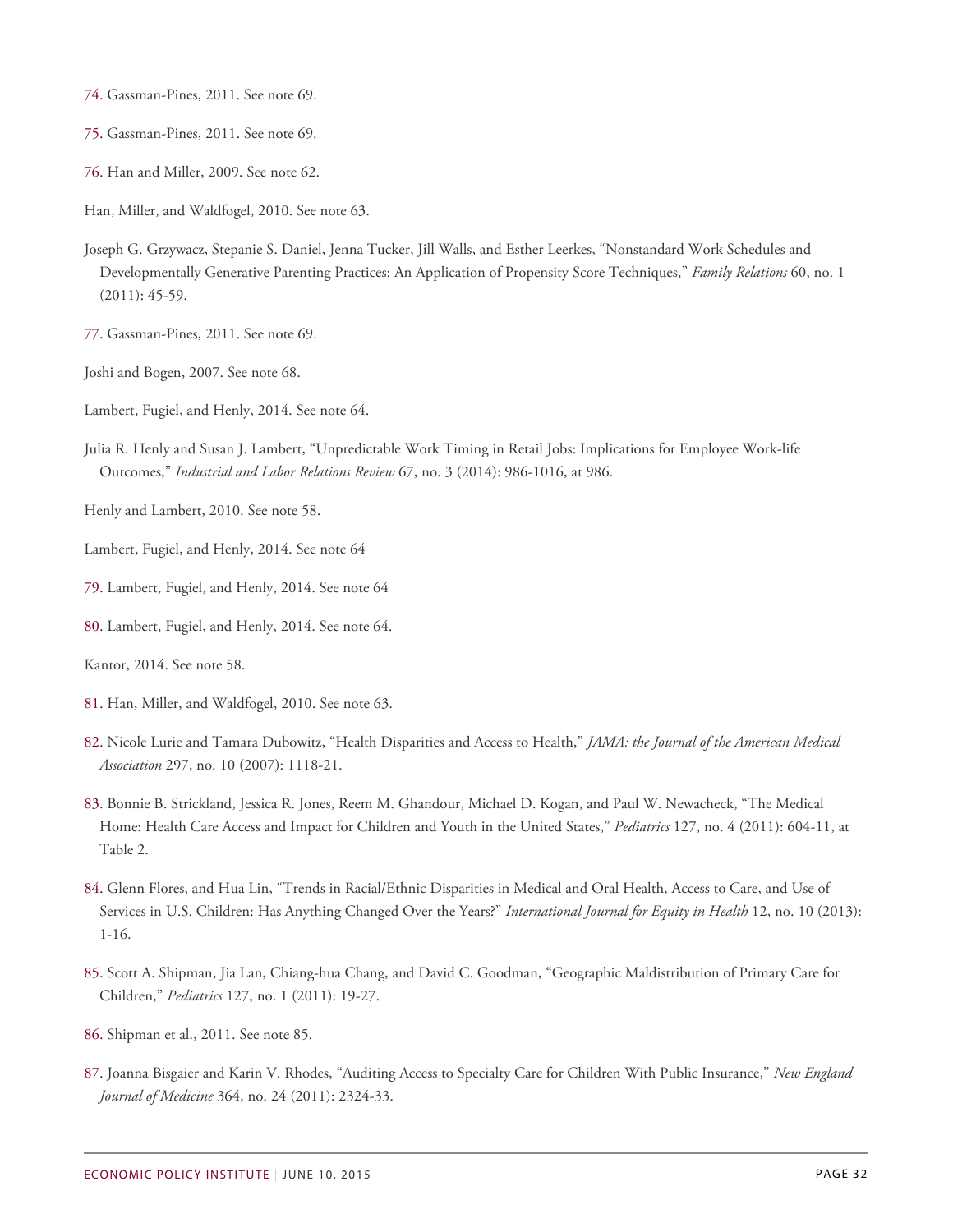74. Gassman-Pines, 2011. See note 69.

75. Gassman-Pines, 2011. See note 69.

76. Han and Miller, 2009. See note 62.

Han, Miller, and Waldfogel, 2010. See note 63.

Joseph G. Grzywacz, Stepanie S. Daniel, Jenna Tucker, Jill Walls, and Esther Leerkes, "Nonstandard Work Schedules and Developmentally Generative Parenting Practices: An Application of Propensity Score Techniques," *Family Relations* 60, no. 1 (2011): 45-59.

77. Gassman-Pines, 2011. See note 69.

Joshi and Bogen, 2007. See note 68.

Lambert, Fugiel, and Henly, 2014. See note 64.

Julia R. Henly and Susan J. Lambert, "Unpredictable Work Timing in Retail Jobs: Implications for Employee Work-life Outcomes," *Industrial and Labor Relations Review* 67, no. 3 (2014): 986-1016, at 986.

Henly and Lambert, 2010. See note 58.

Lambert, Fugiel, and Henly, 2014. See note 64

79. Lambert, Fugiel, and Henly, 2014. See note 64

80. Lambert, Fugiel, and Henly, 2014. See note 64.

Kantor, 2014. See note 58.

81. Han, Miller, and Waldfogel, 2010. See note 63.

82. Nicole Lurie and Tamara Dubowitz, "Health Disparities and Access to Health," *JAMA: the Journal of the American Medical Association* 297, no. 10 (2007): 1118-21.

83. Bonnie B. Strickland, Jessica R. Jones, Reem M. Ghandour, Michael D. Kogan, and Paul W. Newacheck, "The Medical Home: Health Care Access and Impact for Children and Youth in the United States," *Pediatrics* 127, no. 4 (2011): 604-11, at Table 2.

84. Glenn Flores, and Hua Lin, "Trends in Racial/Ethnic Disparities in Medical and Oral Health, Access to Care, and Use of Services in U.S. Children: Has Anything Changed Over the Years?" *International Journal for Equity in Health* 12, no. 10 (2013): 1-16.

85. Scott A. Shipman, Jia Lan, Chiang-hua Chang, and David C. Goodman, "Geographic Maldistribution of Primary Care for Children," *Pediatrics* 127, no. 1 (2011): 19-27.

86. Shipman et al., 2011. See note 85.

87. Joanna Bisgaier and Karin V. Rhodes, "Auditing Access to Specialty Care for Children With Public Insurance," *New England Journal of Medicine* 364, no. 24 (2011): 2324-33.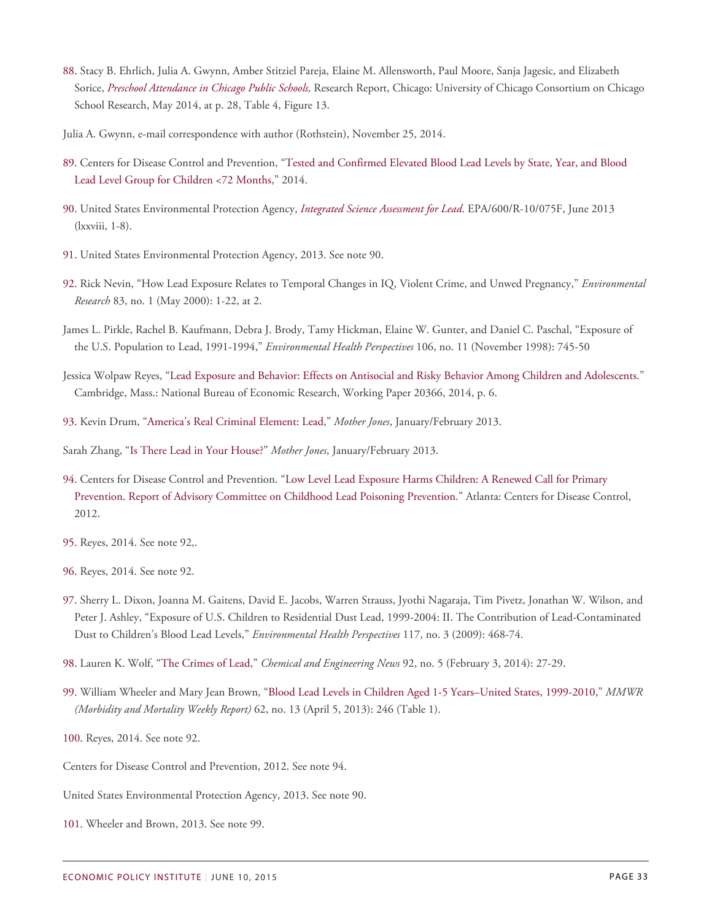88. Stacy B. Ehrlich, Julia A. Gwynn, Amber Stitziel Pareja, Elaine M. Allensworth, Paul Moore, Sanja Jagesic, and Elizabeth Sorice, *Preschool Attendance in Chicago Public Schools,* Research Report, Chicago: University of Chicago Consortium on Chicago School Research, May 2014, at p. 28, Table 4, Figure 13.

Julia A. Gwynn, e-mail correspondence with author (Rothstein), November 25, 2014.

89. Centers for Disease Control and Prevention, "Tested and Confirmed Elevated Blood Lead Levels by State, Year, and Blood Lead Level Group for Children <72 Months," 2014.

90. United States Environmental Protection Agency, *Integrated Science Assessment for Lead*. EPA/600/R-10/075F, June 2013 (lxxviii, 1-8).

91. United States Environmental Protection Agency, 2013. See note 90.

92. Rick Nevin, "How Lead Exposure Relates to Temporal Changes in IQ, Violent Crime, and Unwed Pregnancy," *Environmental Research* 83, no. 1 (May 2000): 1-22, at 2.

James L. Pirkle, Rachel B. Kaufmann, Debra J. Brody, Tamy Hickman, Elaine W. Gunter, and Daniel C. Paschal, "Exposure of the U.S. Population to Lead, 1991-1994," *Environmental Health Perspectives* 106, no. 11 (November 1998): 745-50

Jessica Wolpaw Reyes, "Lead Exposure and Behavior: Effects on Antisocial and Risky Behavior Among Children and Adolescents." Cambridge, Mass.: National Bureau of Economic Research, Working Paper 20366, 2014, p. 6.

93. Kevin Drum, "America's Real Criminal Element: Lead," *Mother Jones*, January/February 2013.

Sarah Zhang, "Is There Lead in Your House?" *Mother Jones*, January/February 2013.

94. Centers for Disease Control and Prevention. "Low Level Lead Exposure Harms Children: A Renewed Call for Primary Prevention. Report of Advisory Committee on Childhood Lead Poisoning Prevention." Atlanta: Centers for Disease Control, 2012.

95. Reyes, 2014. See note 92,.

96. Reyes, 2014. See note 92.

97. Sherry L. Dixon, Joanna M. Gaitens, David E. Jacobs, Warren Strauss, Jyothi Nagaraja, Tim Pivetz, Jonathan W. Wilson, and Peter J. Ashley, "Exposure of U.S. Children to Residential Dust Lead, 1999-2004: II. The Contribution of Lead-Contaminated Dust to Children's Blood Lead Levels," *Environmental Health Perspectives* 117, no. 3 (2009): 468-74.

98. Lauren K. Wolf, "The Crimes of Lead," *Chemical and Engineering News* 92, no. 5 (February 3, 2014): 27-29.

99. William Wheeler and Mary Jean Brown, "Blood Lead Levels in Children Aged 1-5 Years–United States, 1999-2010," *MMWR (Morbidity and Mortality Weekly Report)* 62, no. 13 (April 5, 2013): 246 (Table 1).

100. Reyes, 2014. See note 92.

Centers for Disease Control and Prevention, 2012. See note 94.

United States Environmental Protection Agency, 2013. See note 90.

101. Wheeler and Brown, 2013. See note 99.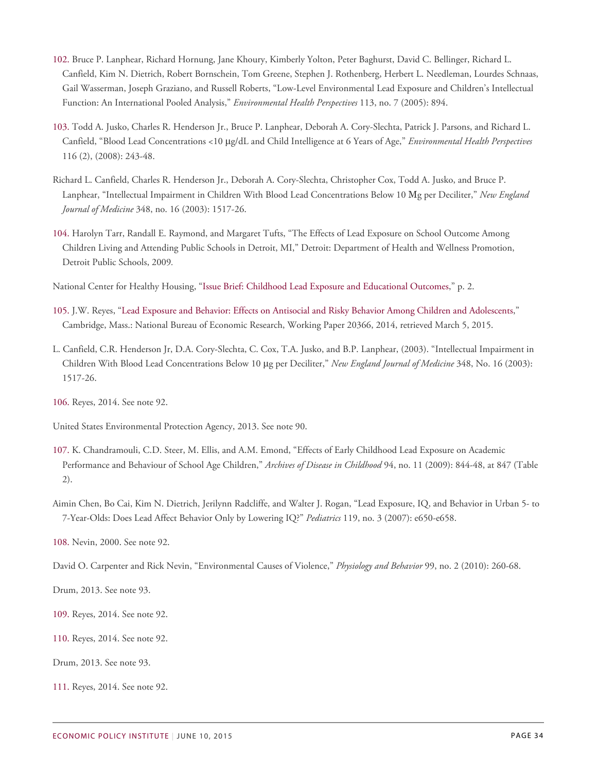102. Bruce P. Lanphear, Richard Hornung, Jane Khoury, Kimberly Yolton, Peter Baghurst, David C. Bellinger, Richard L. Canfield, Kim N. Dietrich, Robert Bornschein, Tom Greene, Stephen J. Rothenberg, Herbert L. Needleman, Lourdes Schnaas, Gail Wasserman, Joseph Graziano, and Russell Roberts, "Low-Level Environmental Lead Exposure and Children's Intellectual Function: An International Pooled Analysis," *Environmental Health Perspectives* 113, no. 7 (2005): 894.

103. Todd A. Jusko, Charles R. Henderson Jr., Bruce P. Lanphear, Deborah A. Cory-Slechta, Patrick J. Parsons, and Richard L. Canfield, "Blood Lead Concentrations <10 μg/dL and Child Intelligence at 6 Years of Age," *Environmental Health Perspectives* 116 (2), (2008): 243-48.

Richard L. Canfield, Charles R. Henderson Jr., Deborah A. Cory-Slechta, Christopher Cox, Todd A. Jusko, and Bruce P. Lanphear, "Intellectual Impairment in Children With Blood Lead Concentrations Below 10 Mg per Deciliter," *New England Journal of Medicine* 348, no. 16 (2003): 1517-26.

104. Harolyn Tarr, Randall E. Raymond, and Margaret Tufts, "The Effects of Lead Exposure on School Outcome Among Children Living and Attending Public Schools in Detroit, MI," Detroit: Department of Health and Wellness Promotion, Detroit Public Schools, 2009.

National Center for Healthy Housing, "Issue Brief: Childhood Lead Exposure and Educational Outcomes," p. 2.

105. J.W. Reyes, "Lead Exposure and Behavior: Effects on Antisocial and Risky Behavior Among Children and Adolescents," Cambridge, Mass.: National Bureau of Economic Research, Working Paper 20366, 2014, retrieved March 5, 2015.

L. Canfield, C.R. Henderson Jr, D.A. Cory-Slechta, C. Cox, T.A. Jusko, and B.P. Lanphear, (2003). "Intellectual Impairment in Children With Blood Lead Concentrations Below 10 μg per Deciliter," *New England Journal of Medicine* 348, No. 16 (2003): 1517-26.

106. Reyes, 2014. See note 92.

United States Environmental Protection Agency, 2013. See note 90.

107. K. Chandramouli, C.D. Steer, M. Ellis, and A.M. Emond, "Effects of Early Childhood Lead Exposure on Academic Performance and Behaviour of School Age Children," *Archives of Disease in Childhood* 94, no. 11 (2009): 844-48, at 847 (Table 2).

Aimin Chen, Bo Cai, Kim N. Dietrich, Jerilynn Radcliffe, and Walter J. Rogan, "Lead Exposure, IQ, and Behavior in Urban 5- to 7-Year-Olds: Does Lead Affect Behavior Only by Lowering IQ?" *Pediatrics* 119, no. 3 (2007): e650-e658.

108. Nevin, 2000. See note 92.

David O. Carpenter and Rick Nevin, "Environmental Causes of Violence," *Physiology and Behavior* 99, no. 2 (2010): 260-68.

Drum, 2013. See note 93.

109. Reyes, 2014. See note 92.

110. Reyes, 2014. See note 92.

Drum, 2013. See note 93.

111. Reyes, 2014. See note 92.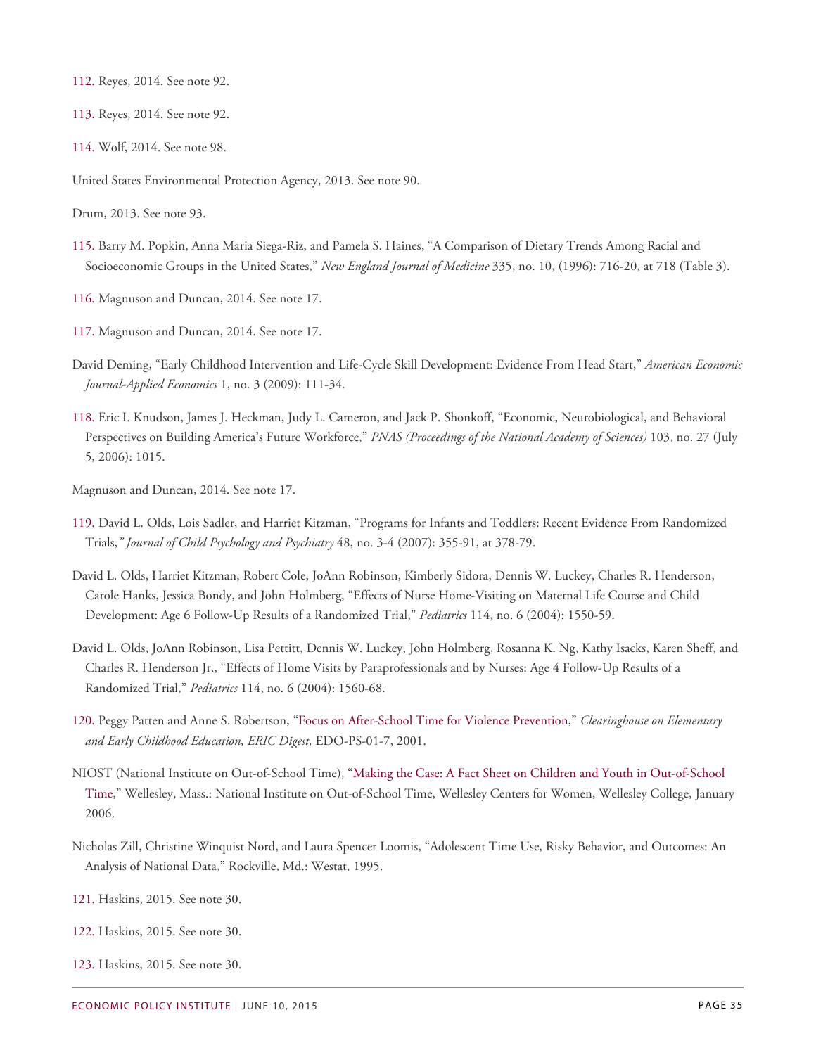112. Reyes, 2014. See note 92.

113. Reyes, 2014. See note 92.

114. Wolf, 2014. See note 98.

United States Environmental Protection Agency, 2013. See note 90.

Drum, 2013. See note 93.

115. Barry M. Popkin, Anna Maria Siega-Riz, and Pamela S. Haines, "A Comparison of Dietary Trends Among Racial and Socioeconomic Groups in the United States," *New England Journal of Medicine* 335, no. 10, (1996): 716-20, at 718 (Table 3).

116. Magnuson and Duncan, 2014. See note 17.

117. Magnuson and Duncan, 2014. See note 17.

David Deming, "Early Childhood Intervention and Life-Cycle Skill Development: Evidence From Head Start," *American Economic Journal-Applied Economics* 1, no. 3 (2009): 111-34.

118. Eric I. Knudson, James J. Heckman, Judy L. Cameron, and Jack P. Shonkoff, "Economic, Neurobiological, and Behavioral Perspectives on Building America's Future Workforce," *PNAS (Proceedings of the National Academy of Sciences)* 103, no. 27 (July 5, 2006): 1015.

Magnuson and Duncan, 2014. See note 17.

119. David L. Olds, Lois Sadler, and Harriet Kitzman, "Programs for Infants and Toddlers: Recent Evidence From Randomized Trials," *Journal of Child Psychology and Psychiatry* 48, no. 3-4 (2007): 355-91, at 378-79.

David L. Olds, Harriet Kitzman, Robert Cole, JoAnn Robinson, Kimberly Sidora, Dennis W. Luckey, Charles R. Henderson, Carole Hanks, Jessica Bondy, and John Holmberg, "Effects of Nurse Home-Visiting on Maternal Life Course and Child Development: Age 6 Follow-Up Results of a Randomized Trial," *Pediatrics* 114, no. 6 (2004): 1550-59.

David L. Olds, JoAnn Robinson, Lisa Pettitt, Dennis W. Luckey, John Holmberg, Rosanna K. Ng, Kathy Isacks, Karen Sheff, and Charles R. Henderson Jr., "Effects of Home Visits by Paraprofessionals and by Nurses: Age 4 Follow-Up Results of a Randomized Trial," *Pediatrics* 114, no. 6 (2004): 1560-68.

120. Peggy Patten and Anne S. Robertson, "Focus on After-School Time for Violence Prevention," *Clearinghouse on Elementary and Early Childhood Education, ERIC Digest,* EDO-PS-01-7, 2001.

NIOST (National Institute on Out-of-School Time), "Making the Case: A Fact Sheet on Children and Youth in Out-of-School Time," Wellesley, Mass.: National Institute on Out-of-School Time, Wellesley Centers for Women, Wellesley College, January 2006.

Nicholas Zill, Christine Winquist Nord, and Laura Spencer Loomis, "Adolescent Time Use, Risky Behavior, and Outcomes: An Analysis of National Data," Rockville, Md.: Westat, 1995.

121. Haskins, 2015. See note 30.

122. Haskins, 2015. See note 30.

123. Haskins, 2015. See note 30.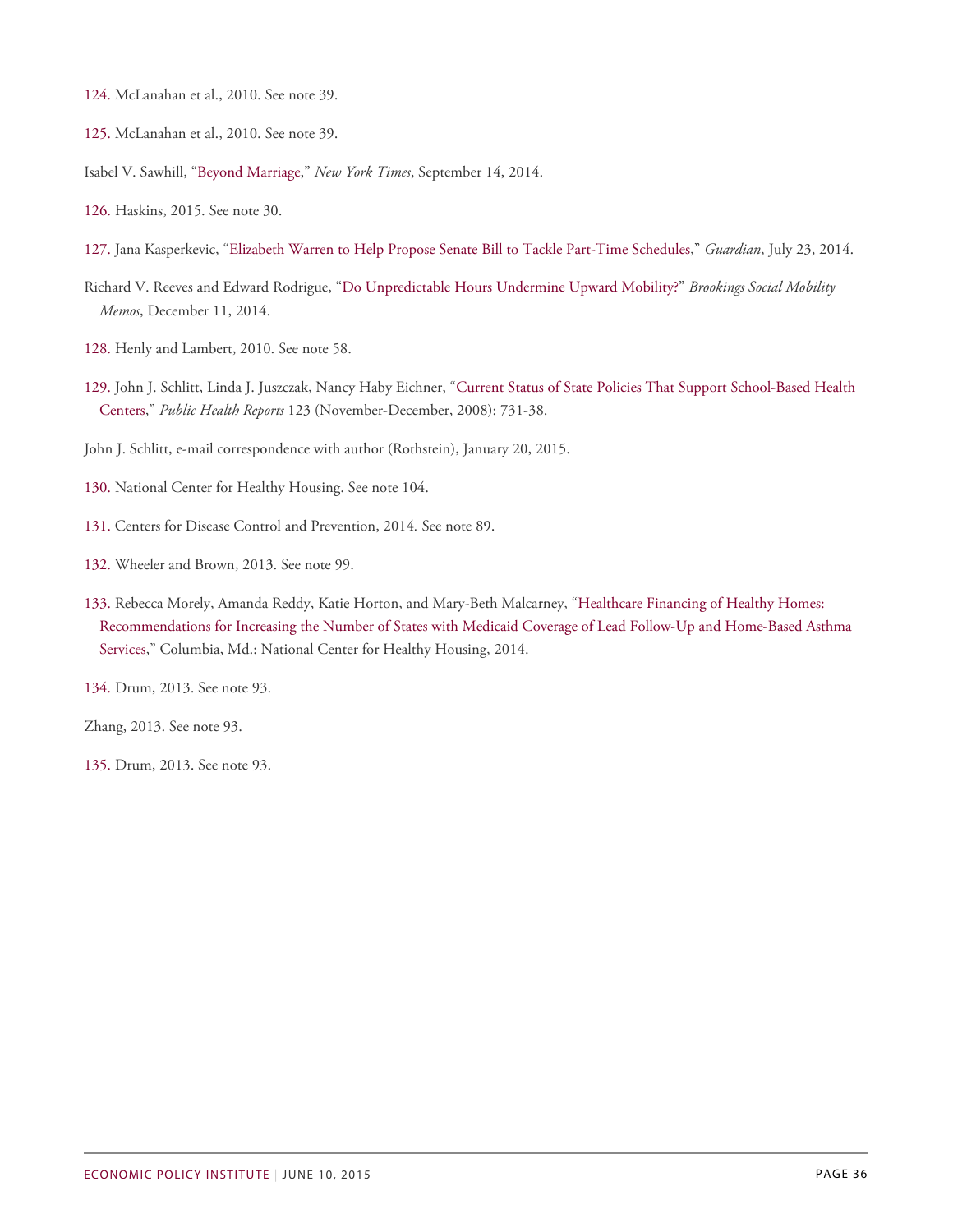124. McLanahan et al., 2010. See note 39.

125. McLanahan et al., 2010. See note 39.

Isabel V. Sawhill, "Beyond Marriage," *New York Times*, September 14, 2014.

126. Haskins, 2015. See note 30.

127. Jana Kasperkevic, "Elizabeth Warren to Help Propose Senate Bill to Tackle Part-Time Schedules," *Guardian*, July 23, 2014.

Richard V. Reeves and Edward Rodrigue, "Do Unpredictable Hours Undermine Upward Mobility?" *Brookings Social Mobility Memos*, December 11, 2014.

128. Henly and Lambert, 2010. See note 58.

129. John J. Schlitt, Linda J. Juszczak, Nancy Haby Eichner, "Current Status of State Policies That Support School-Based Health Centers," *Public Health Reports* 123 (November-December, 2008): 731-38.

John J. Schlitt, e-mail correspondence with author (Rothstein), January 20, 2015.

130. National Center for Healthy Housing. See note 104.

131. Centers for Disease Control and Prevention, 2014. See note 89.

132. Wheeler and Brown, 2013. See note 99.

133. Rebecca Morely, Amanda Reddy, Katie Horton, and Mary-Beth Malcarney, "Healthcare Financing of Healthy Homes: Recommendations for Increasing the Number of States with Medicaid Coverage of Lead Follow-Up and Home-Based Asthma Services," Columbia, Md.: National Center for Healthy Housing, 2014.

134. Drum, 2013. See note 93.

Zhang, 2013. See note 93.

135. Drum, 2013. See note 93.